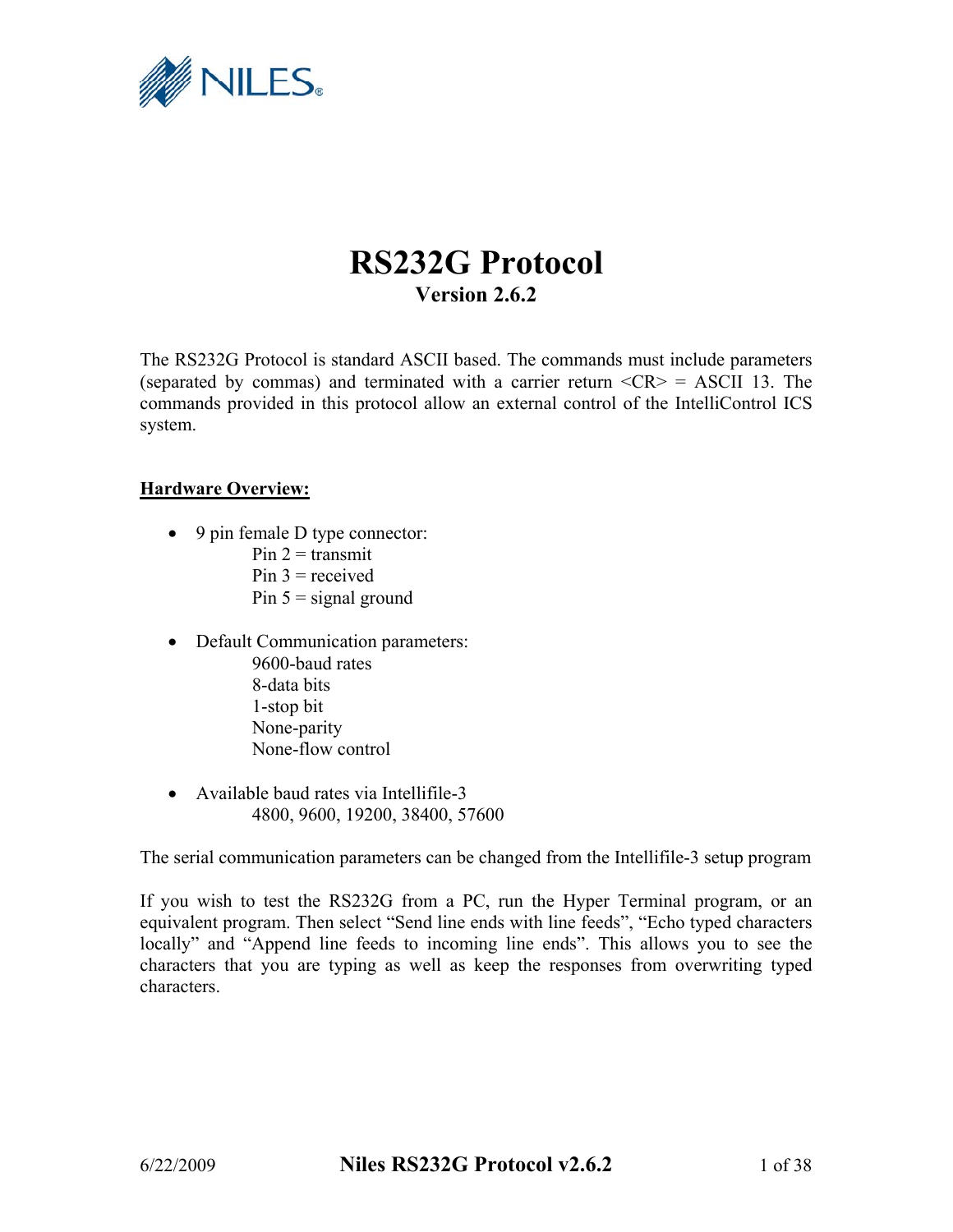# RS232G Protocol

**Version 2.6.2**

The RS232G Protocol is standard ASCII based. The commands must include parameters (separated by commas) and terminated with a carrier return <CR> = ASCII 13. The commands provided in this protocol allow an external control of the IntelliControl ICS system.

## Hardware Overview:

- 9 pin female D type connector:
  - Pin 2 = transmit
  - Pin 3 = received
  - Pin 5 = signal ground
- Default Communication parameters:
  - 9600-baud rates
  - 8-data bits
  - 1-stop bit
  - None-parity
  - None-flow control
- Available baud rates via Intellifile-3
  - 4800, 9600, 19200, 38400, 57600

The serial communication parameters can be changed from the Intellifile-3 setup program

If you wish to test the RS232G from a PC, run the Hyper Terminal program, or an equivalent program. Then select "Send line ends with line feeds", "Echo typed characters locally" and "Append line feeds to incoming line ends". This allows you to see the characters that you are typing as well as keep the responses from overwriting typed characters.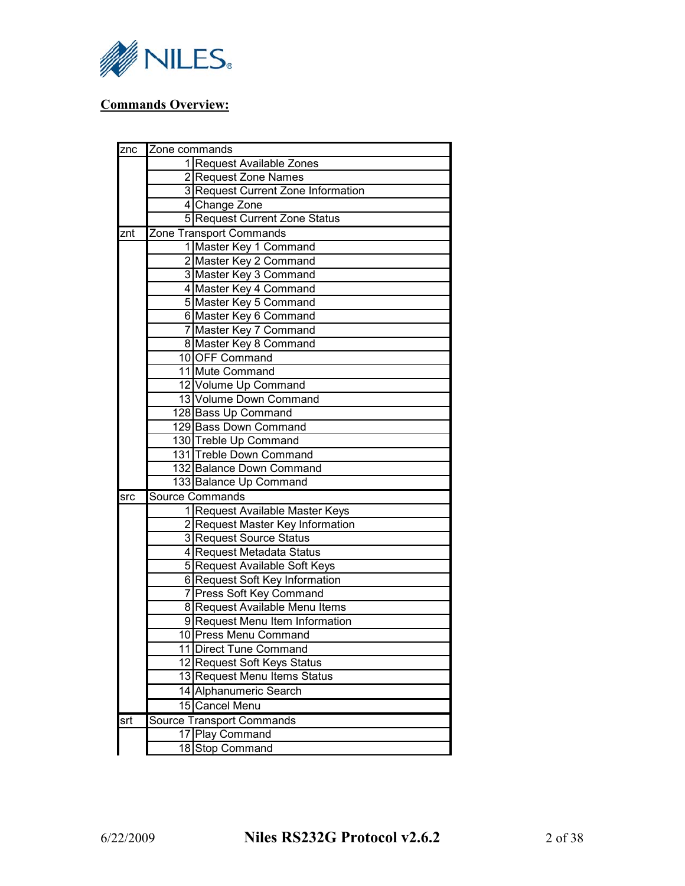## Commands Overview:

| | | |
|---|---|---|
| znc | Zone commands | |
| | 1 | Request Available Zones |
| | 2 | Request Zone Names |
| | 3 | Request Current Zone Information |
| | 4 | Change Zone |
| | 5 | Request Current Zone Status |
| znt | Zone Transport Commands | |
| | 1 | Master Key 1 Command |
| | 2 | Master Key 2 Command |
| | 3 | Master Key 3 Command |
| | 4 | Master Key 4 Command |
| | 5 | Master Key 5 Command |
| | 6 | Master Key 6 Command |
| | 7 | Master Key 7 Command |
| | 8 | Master Key 8 Command |
| | 10 | OFF Command |
| | 11 | Mute Command |
| | 12 | Volume Up Command |
| | 13 | Volume Down Command |
| | 128 | Bass Up Command |
| | 129 | Bass Down Command |
| | 130 | Treble Up Command |
| | 131 | Treble Down Command |
| | 132 | Balance Down Command |
| | 133 | Balance Up Command |
| src | Source Commands | |
| | 1 | Request Available Master Keys |
| | 2 | Request Master Key Information |
| | 3 | Request Source Status |
| | 4 | Request Metadata Status |
| | 5 | Request Available Soft Keys |
| | 6 | Request Soft Key Information |
| | 7 | Press Soft Key Command |
| | 8 | Request Available Menu Items |
| | 9 | Request Menu Item Information |
| | 10 | Press Menu Command |
| | 11 | Direct Tune Command |
| | 12 | Request Soft Keys Status |
| | 13 | Request Menu Items Status |
| | 14 | Alphanumeric Search |
| | 15 | Cancel Menu |
| srt | Source Transport Commands | |
| | 17 | Play Command |
| | 18 | Stop Command |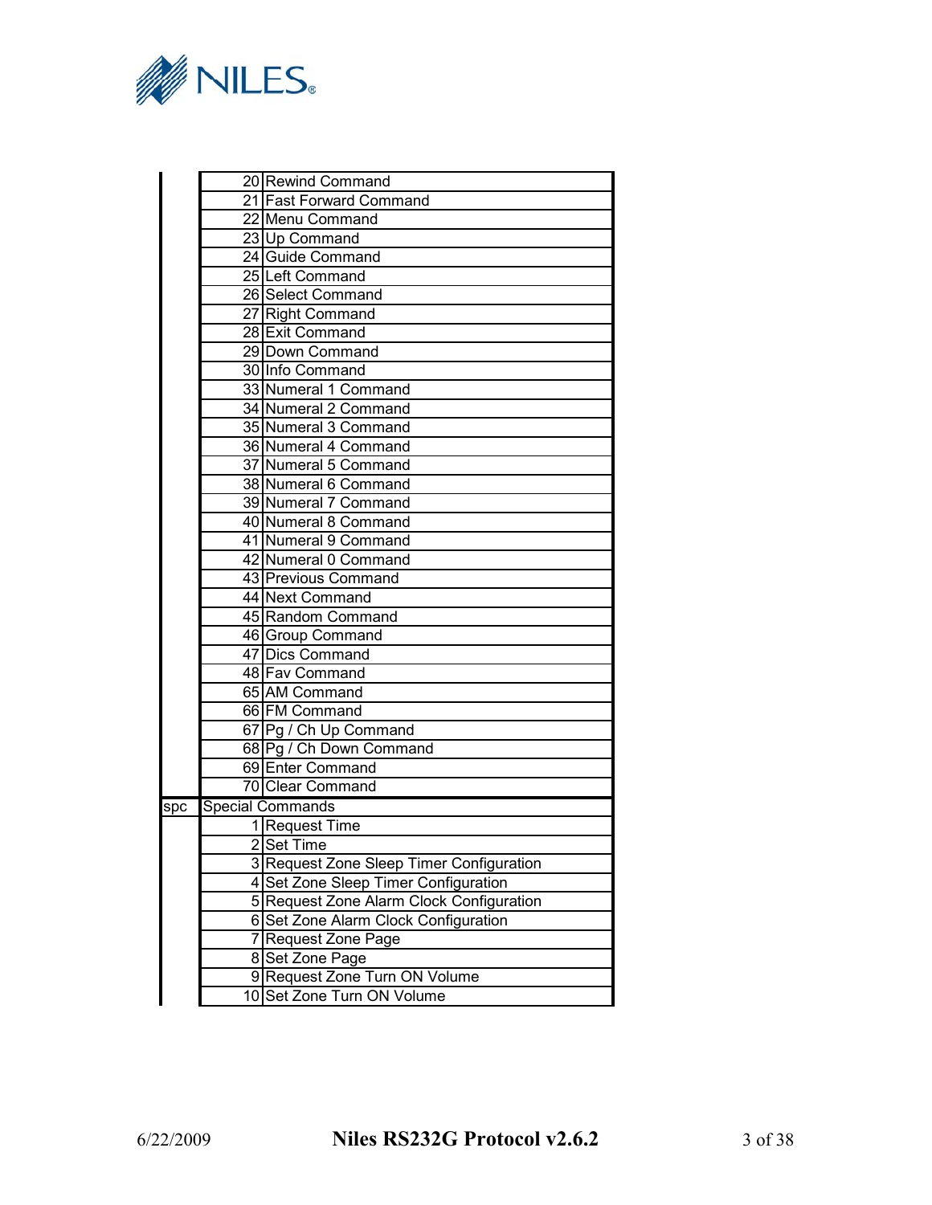| | | |
|---|---|---|
| | 20 | Rewind Command |
| | 21 | Fast Forward Command |
| | 22 | Menu Command |
| | 23 | Up Command |
| | 24 | Guide Command |
| | 25 | Left Command |
| | 26 | Select Command |
| | 27 | Right Command |
| | 28 | Exit Command |
| | 29 | Down Command |
| | 30 | Info Command |
| | 33 | Numeral 1 Command |
| | 34 | Numeral 2 Command |
| | 35 | Numeral 3 Command |
| | 36 | Numeral 4 Command |
| | 37 | Numeral 5 Command |
| | 38 | Numeral 6 Command |
| | 39 | Numeral 7 Command |
| | 40 | Numeral 8 Command |
| | 41 | Numeral 9 Command |
| | 42 | Numeral 0 Command |
| | 43 | Previous Command |
| | 44 | Next Command |
| | 45 | Random Command |
| | 46 | Group Command |
| | 47 | Dics Command |
| | 48 | Fav Command |
| | 65 | AM Command |
| | 66 | FM Command |
| | 67 | Pg / Ch Up Command |
| | 68 | Pg / Ch Down Command |
| | 69 | Enter Command |
| | 70 | Clear Command |
| spc | Special Commands | |
| | 1 | Request Time |
| | 2 | Set Time |
| | 3 | Request Zone Sleep Timer Configuration |
| | 4 | Set Zone Sleep Timer Configuration |
| | 5 | Request Zone Alarm Clock Configuration |
| | 6 | Set Zone Alarm Clock Configuration |
| | 7 | Request Zone Page |
| | 8 | Set Zone Page |
| | 9 | Request Zone Turn ON Volume |
| | 10 | Set Zone Turn ON Volume |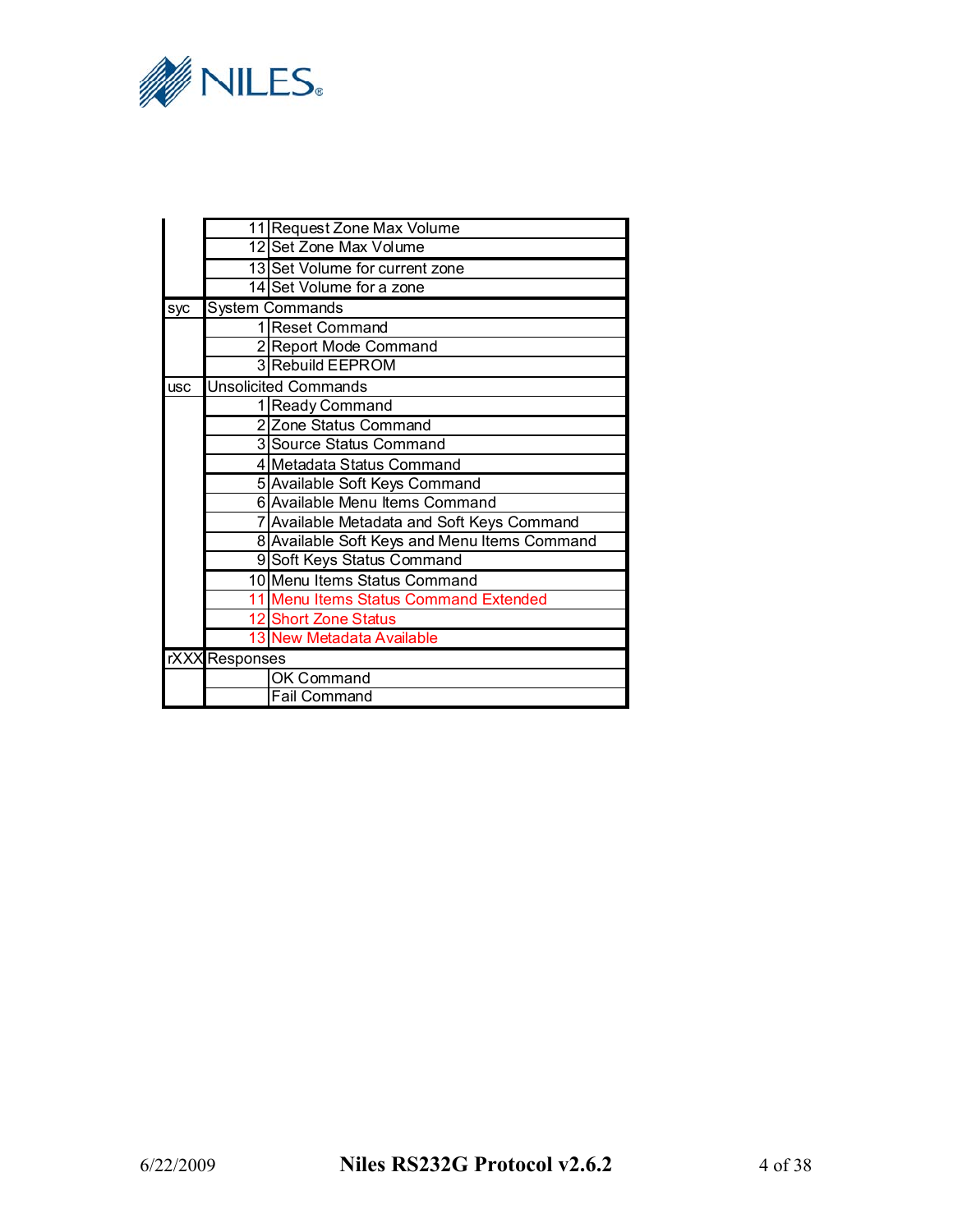|  |  |  |
|---|---|---|
|  | 11 | Request Zone Max Volume |
|  | 12 | Set Zone Max Volume |
|  | 13 | Set Volume for current zone |
|  | 14 | Set Volume for a zone |
| syc | System Commands |  |
|  | 1 | Reset Command |
|  | 2 | Report Mode Command |
|  | 3 | Rebuild EEPROM |
| usc | Unsolicited Commands |  |
|  | 1 | Ready Command |
|  | 2 | Zone Status Command |
|  | 3 | Source Status Command |
|  | 4 | Metadata Status Command |
|  | 5 | Available Soft Keys Command |
|  | 6 | Available Menu Items Command |
|  | 7 | Available Metadata and Soft Keys Command |
|  | 8 | Available Soft Keys and Menu Items Command |
|  | 9 | Soft Keys Status Command |
|  | 10 | Menu Items Status Command |
|  | 11 | Menu Items Status Command Extended |
|  | 12 | Short Zone Status |
|  | 13 | New Metadata Available |
| rXXX | Responses |  |
|  |  | OK Command |
|  |  | Fail Command |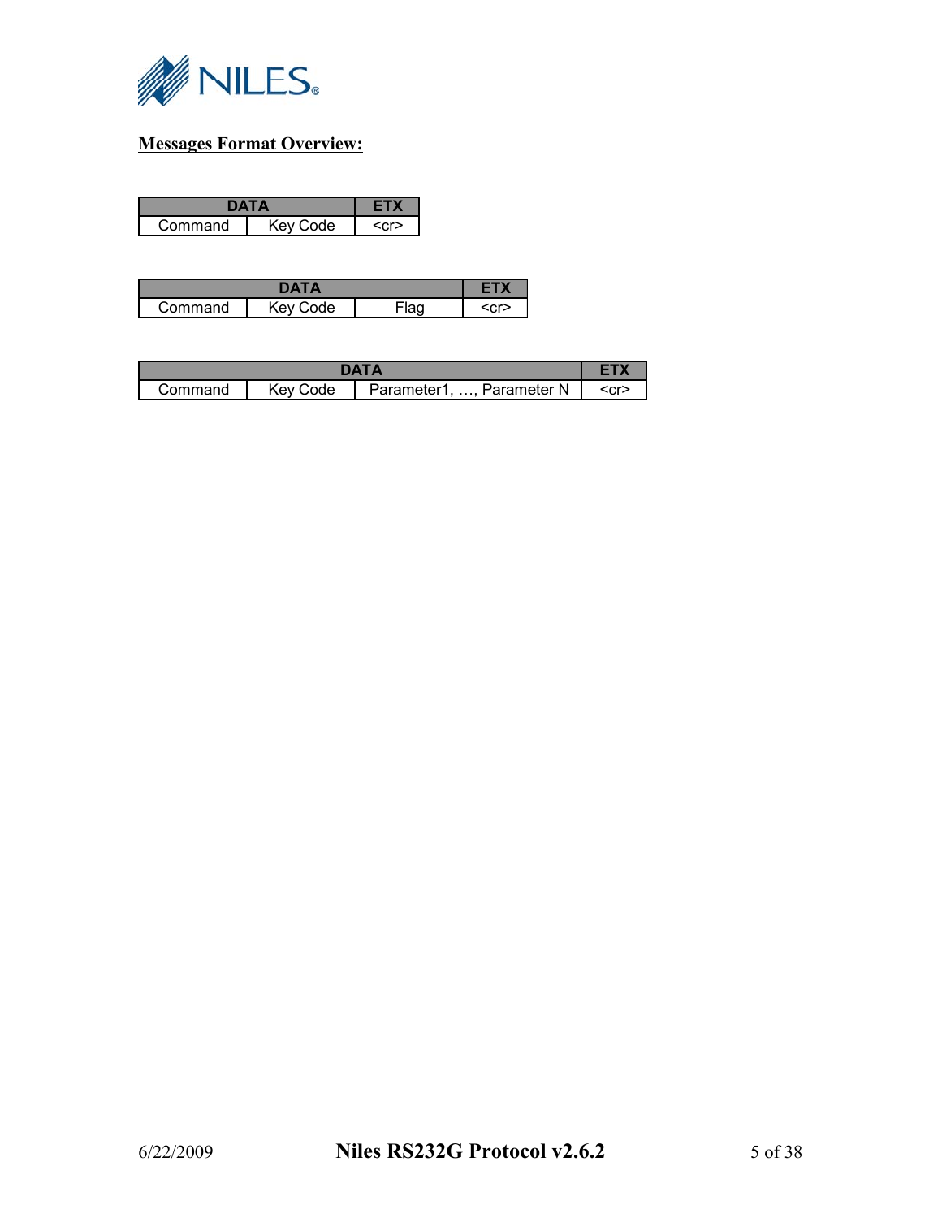**Messages Format Overview:**

| DATA | | ETX |
|---|---|---|
| Command | Key Code | <cr> |

| DATA | | | ETX |
|---|---|---|---|
| Command | Key Code | Flag | <cr> |

| DATA | | | ETX |
|---|---|---|---|
| Command | Key Code | Parameter1, …, Parameter N | <cr> |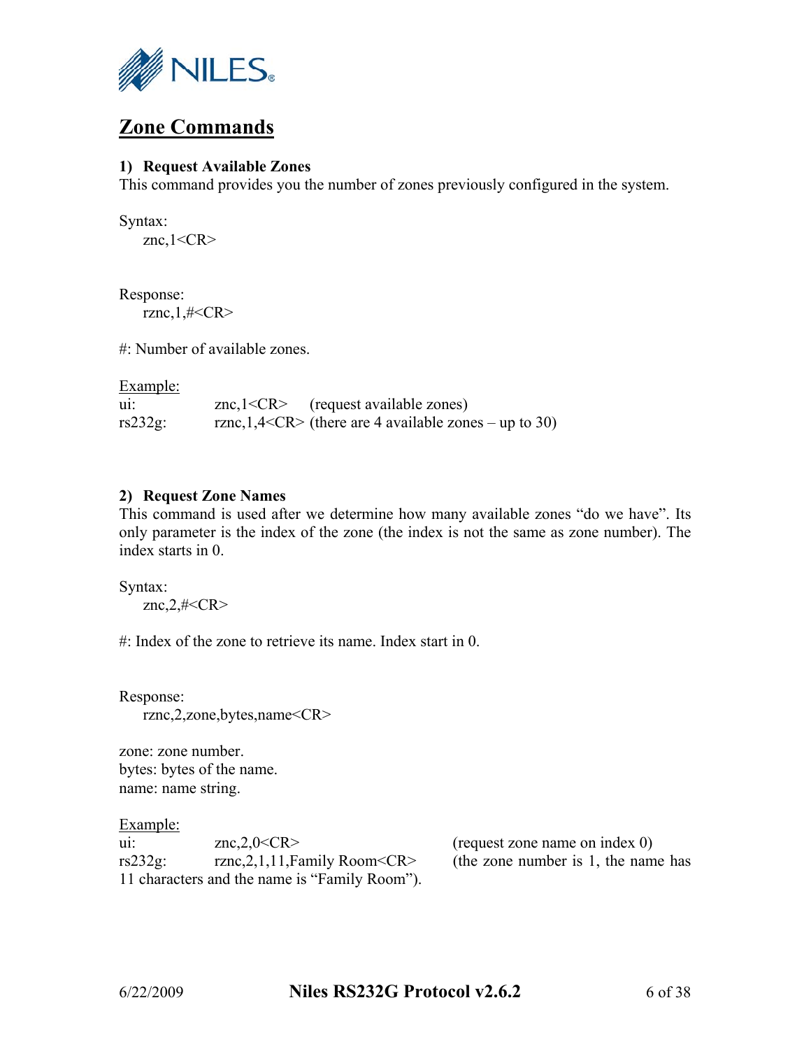## Zone Commands

### 1) Request Available Zones

This command provides you the number of zones previously configured in the system.

Syntax:

    znc,1<CR>

Response:

    rznc,1,#<CR>

#: Number of available zones.

Example:

| | | |
|---|---|---|
| ui: | znc,1<CR> | (request available zones) |
| rs232g: | rznc,1,4<CR> | (there are 4 available zones – up to 30) |

### 2) Request Zone Names

This command is used after we determine how many available zones "do we have". Its only parameter is the index of the zone (the index is not the same as zone number). The index starts in 0.

Syntax:

    znc,2,#<CR>

#: Index of the zone to retrieve its name. Index start in 0.

Response:

    rznc,2,zone,bytes,name<CR>

zone: zone number.
bytes: bytes of the name.
name: name string.

Example:

| | | |
|---|---|---|
| ui: | znc,2,0<CR> | (request zone name on index 0) |
| rs232g: | rznc,2,1,11,Family Room<CR> | (the zone number is 1, the name has 11 characters and the name is "Family Room"). |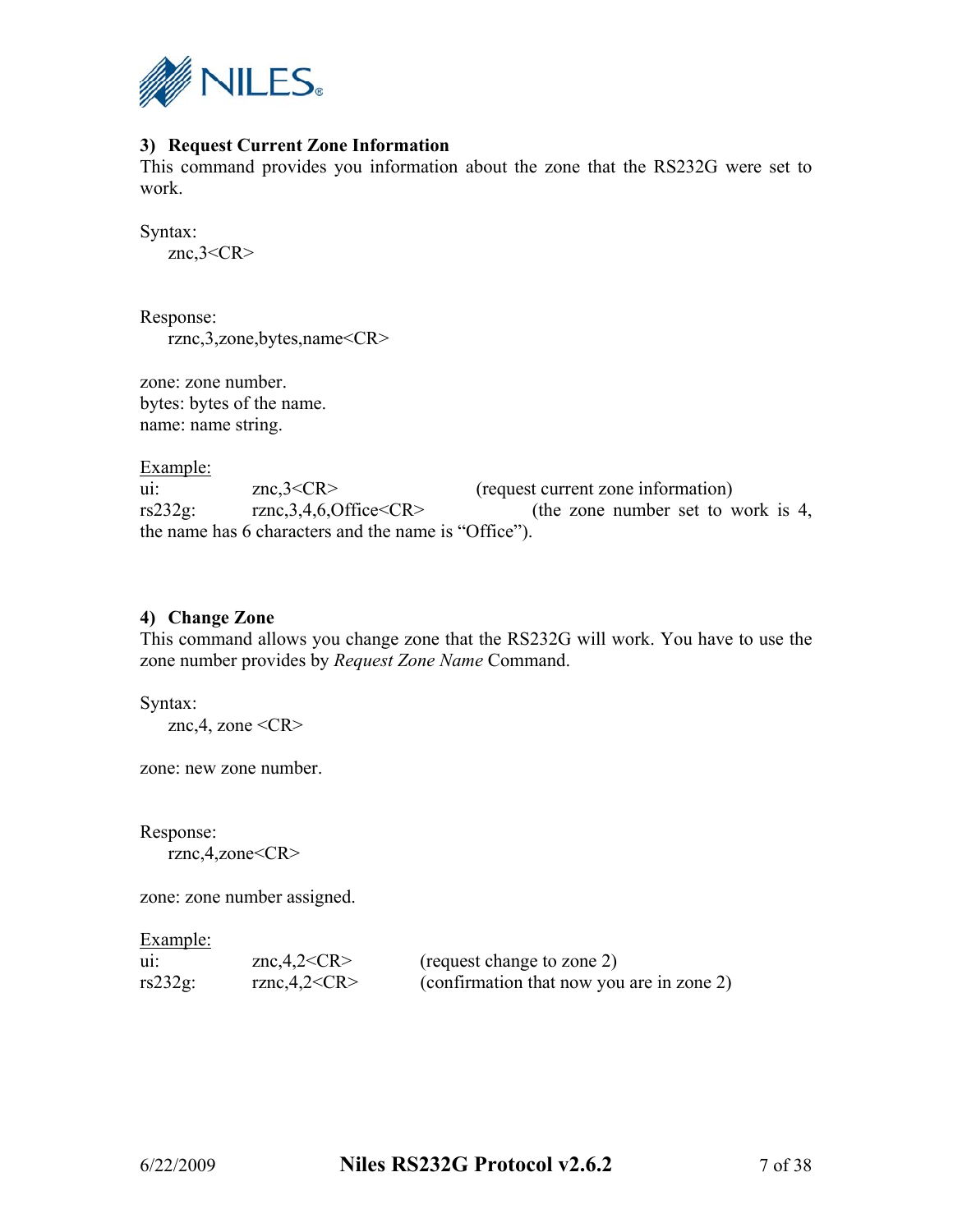### 3) Request Current Zone Information

This command provides you information about the zone that the RS232G were set to work.

Syntax:

    znc,3<CR>

Response:

    rznc,3,zone,bytes,name<CR>

zone: zone number.
bytes: bytes of the name.
name: name string.

Example:

| | | |
|---|---|---|
| ui: | znc,3<CR> | (request current zone information) |
| rs232g: | rznc,3,4,6,Office<CR> | (the zone number set to work is 4, the name has 6 characters and the name is "Office"). |

### 4) Change Zone

This command allows you change zone that the RS232G will work. You have to use the zone number provides by *Request Zone Name* Command.

Syntax:

    znc,4, zone <CR>

zone: new zone number.

Response:

    rznc,4,zone<CR>

zone: zone number assigned.

Example:

| | | |
|---|---|---|
| ui: | znc,4,2<CR> | (request change to zone 2) |
| rs232g: | rznc,4,2<CR> | (confirmation that now you are in zone 2) |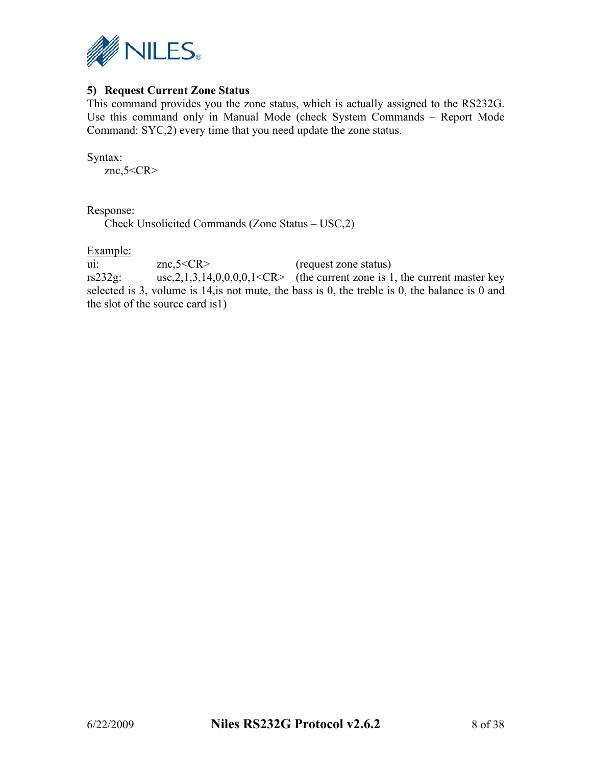### 5) Request Current Zone Status

This command provides you the zone status, which is actually assigned to the RS232G. Use this command only in Manual Mode (check System Commands – Report Mode Command: SYC,2) every time that you need update the zone status.

Syntax:

znc,5<CR>

Response:

Check Unsolicited Commands (Zone Status – USC,2)

<u>Example:</u>

ui: znc,5<CR> (request zone status)

rs232g: usc,2,1,3,14,0,0,0,0,1<CR> (the current zone is 1, the current master key selected is 3, volume is 14,is not mute, the bass is 0, the treble is 0, the balance is 0 and the slot of the source card is1)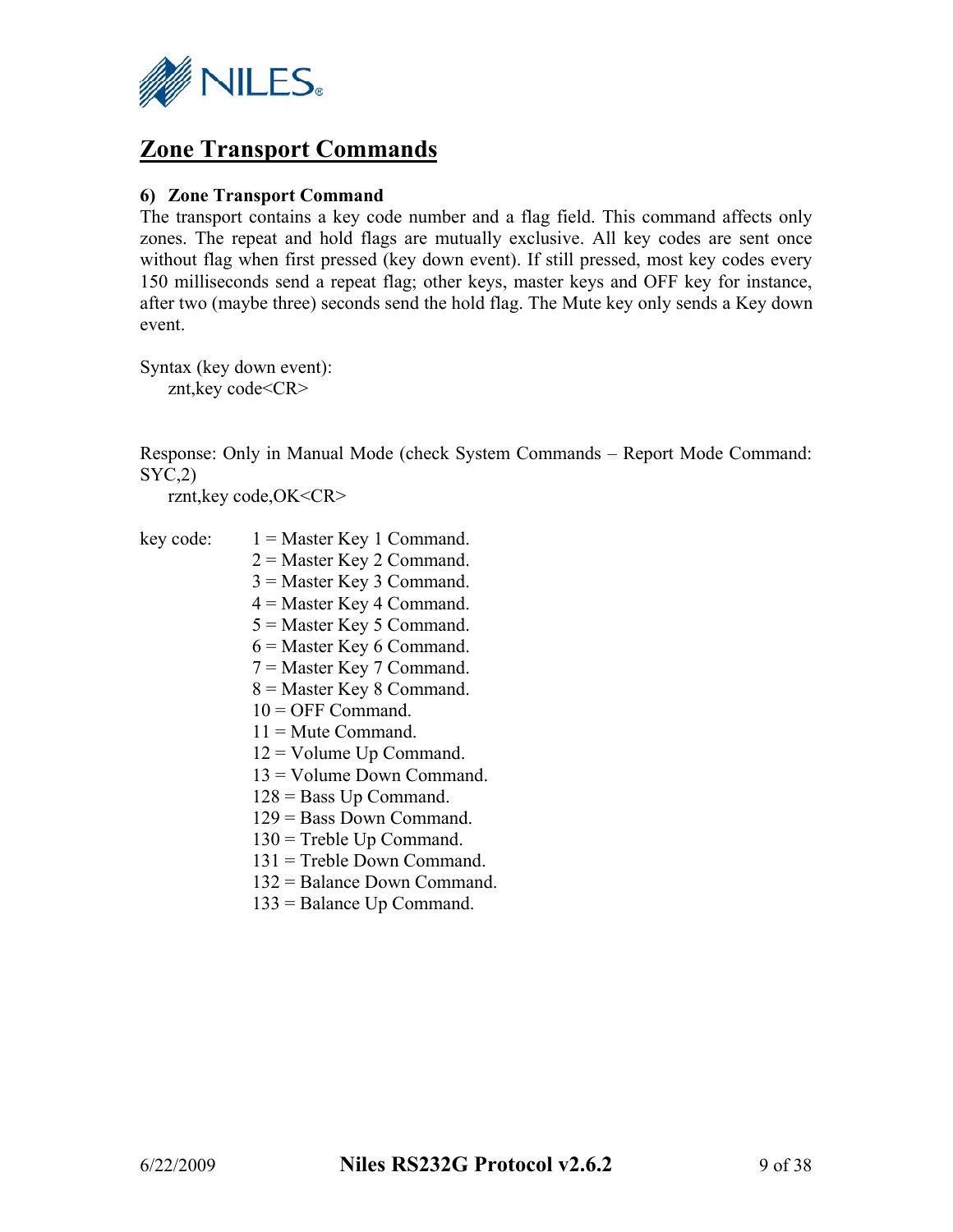# Zone Transport Commands

### 6) Zone Transport Command

The transport contains a key code number and a flag field. This command affects only zones. The repeat and hold flags are mutually exclusive. All key codes are sent once without flag when first pressed (key down event). If still pressed, most key codes every 150 milliseconds send a repeat flag; other keys, master keys and OFF key for instance, after two (maybe three) seconds send the hold flag. The Mute key only sends a Key down event.

Syntax (key down event):

```
znt,key code<CR>
```

Response: Only in Manual Mode (check System Commands – Report Mode Command: SYC,2)

```
rznt,key code,OK<CR>
```

key code:

- 1 = Master Key 1 Command.
- 2 = Master Key 2 Command.
- 3 = Master Key 3 Command.
- 4 = Master Key 4 Command.
- 5 = Master Key 5 Command.
- 6 = Master Key 6 Command.
- 7 = Master Key 7 Command.
- 8 = Master Key 8 Command.
- 10 = OFF Command.
- 11 = Mute Command.
- 12 = Volume Up Command.
- 13 = Volume Down Command.
- 128 = Bass Up Command.
- 129 = Bass Down Command.
- 130 = Treble Up Command.
- 131 = Treble Down Command.
- 132 = Balance Down Command.
- 133 = Balance Up Command.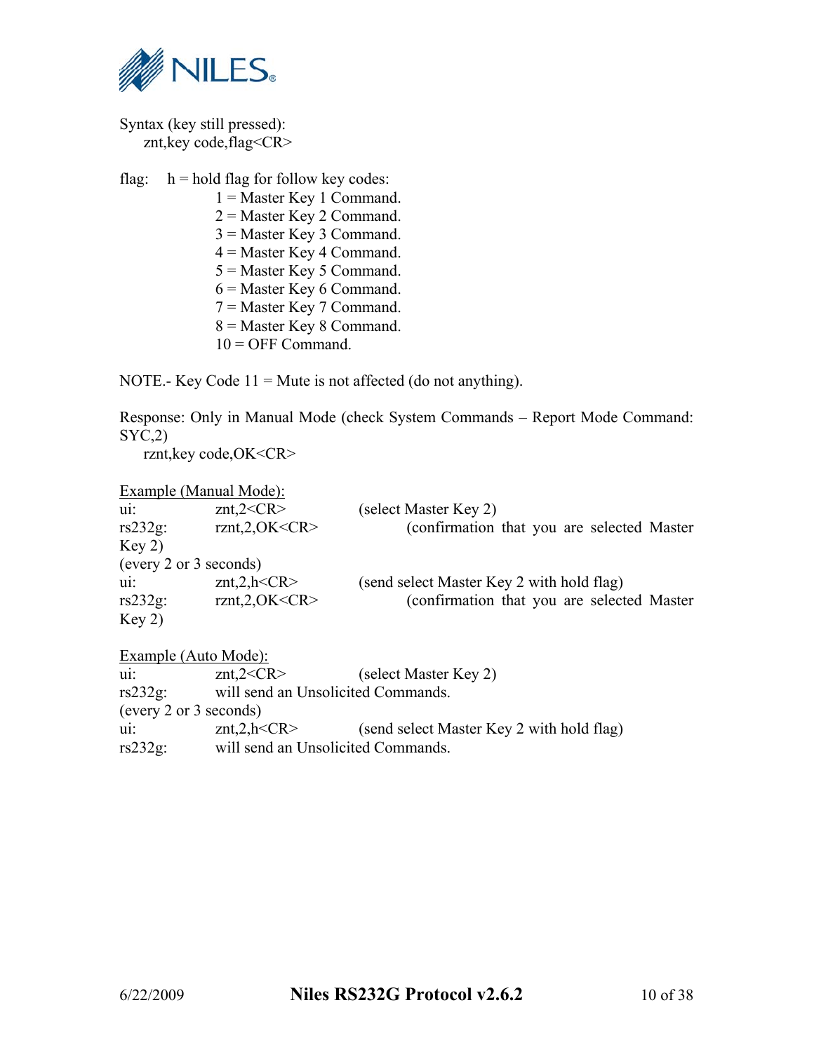Syntax (key still pressed):
  znt,key code,flag<CR>

flag:  h = hold flag for follow key codes:
- 1 = Master Key 1 Command.
- 2 = Master Key 2 Command.
- 3 = Master Key 3 Command.
- 4 = Master Key 4 Command.
- 5 = Master Key 5 Command.
- 6 = Master Key 6 Command.
- 7 = Master Key 7 Command.
- 8 = Master Key 8 Command.
- 10 = OFF Command.

NOTE.- Key Code 11 = Mute is not affected (do not anything).

Response: Only in Manual Mode (check System Commands – Report Mode Command: SYC,2)
  rznt,key code,OK<CR>

Example (Manual Mode):

```
ui:       znt,2<CR>        (select Master Key 2)
rs232g:   rznt,2,OK<CR>    (confirmation that you are selected Master Key 2)
(every 2 or 3 seconds)
ui:       znt,2,h<CR>      (send select Master Key 2 with hold flag)
rs232g:   rznt,2,OK<CR>    (confirmation that you are selected Master Key 2)
```

Example (Auto Mode):

```
ui:       znt,2<CR>        (select Master Key 2)
rs232g:   will send an Unsolicited Commands.
(every 2 or 3 seconds)
ui:       znt,2,h<CR>      (send select Master Key 2 with hold flag)
rs232g:   will send an Unsolicited Commands.
```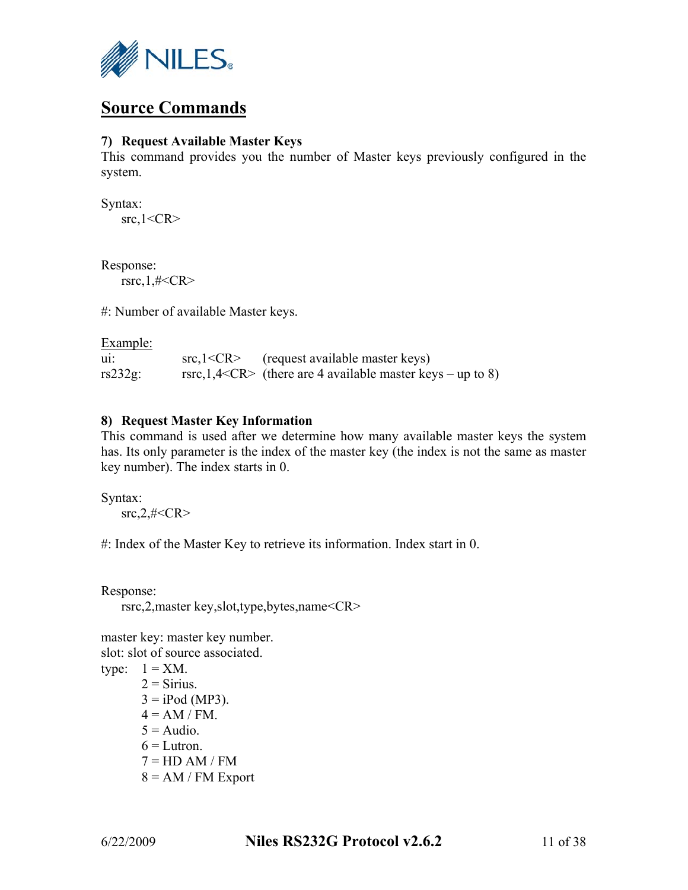## Source Commands

### 7) Request Available Master Keys

This command provides you the number of Master keys previously configured in the system.

Syntax:

src,1<CR>

Response:

rsrc,1,#<CR>

#: Number of available Master keys.

Example:

| | | |
|---|---|---|
| ui: | src,1<CR> | (request available master keys) |
| rs232g: | rsrc,1,4<CR> | (there are 4 available master keys – up to 8) |

### 8) Request Master Key Information

This command is used after we determine how many available master keys the system has. Its only parameter is the index of the master key (the index is not the same as master key number). The index starts in 0.

Syntax:

src,2,#<CR>

#: Index of the Master Key to retrieve its information. Index start in 0.

Response:

rsrc,2,master key,slot,type,bytes,name<CR>

master key: master key number.
slot: slot of source associated.
type:
- 1 = XM.
- 2 = Sirius.
- 3 = iPod (MP3).
- 4 = AM / FM.
- 5 = Audio.
- 6 = Lutron.
- 7 = HD AM / FM
- 8 = AM / FM Export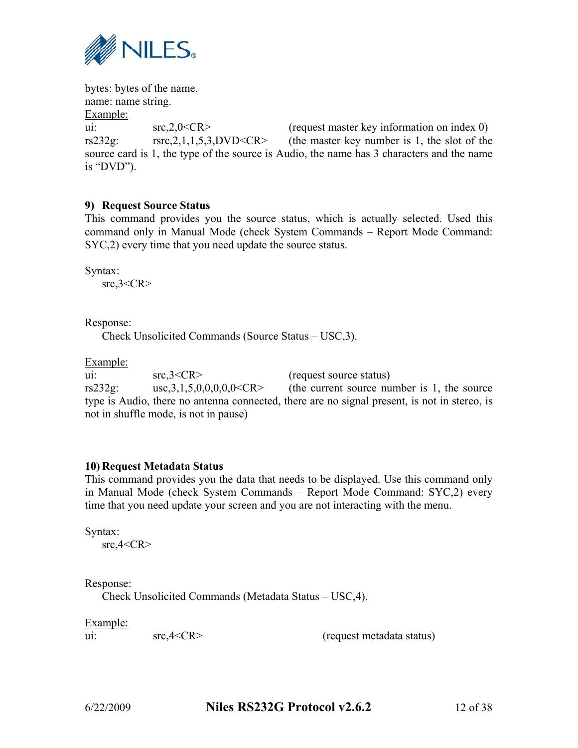bytes: bytes of the name.
name: name string.

<u>Example:</u>

ui: src,2,0<CR> (request master key information on index 0)

rs232g: rsrc,2,1,1,5,3,DVD<CR> (the master key number is 1, the slot of the source card is 1, the type of the source is Audio, the name has 3 characters and the name is "DVD").

### 9) Request Source Status

This command provides you the source status, which is actually selected. Used this command only in Manual Mode (check System Commands – Report Mode Command: SYC,2) every time that you need update the source status.

Syntax:

src,3<CR>

Response:

Check Unsolicited Commands (Source Status – USC,3).

<u>Example:</u>

ui: src,3<CR> (request source status)

rs232g: usc,3,1,5,0,0,0,0,0<CR> (the current source number is 1, the source type is Audio, there no antenna connected, there are no signal present, is not in stereo, is not in shuffle mode, is not in pause)

### 10) Request Metadata Status

This command provides you the data that needs to be displayed. Use this command only in Manual Mode (check System Commands – Report Mode Command: SYC,2) every time that you need update your screen and you are not interacting with the menu.

Syntax:

src,4<CR>

Response:

Check Unsolicited Commands (Metadata Status – USC,4).

<u>Example:</u>

ui: src,4<CR> (request metadata status)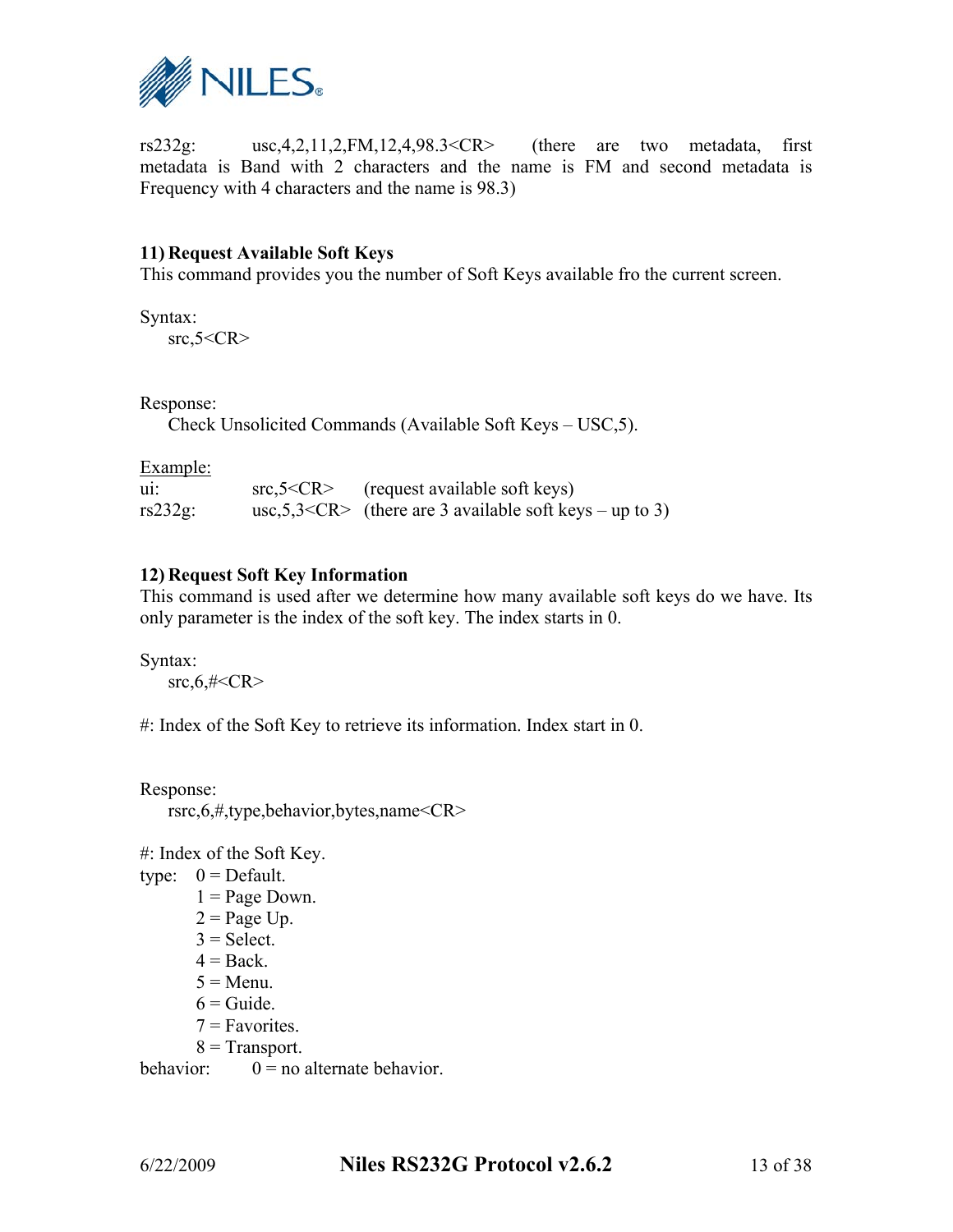rs232g: usc,4,2,11,2,FM,12,4,98.3<CR> (there are two metadata, first metadata is Band with 2 characters and the name is FM and second metadata is Frequency with 4 characters and the name is 98.3)

### 11) Request Available Soft Keys

This command provides you the number of Soft Keys available fro the current screen.

Syntax:

src,5<CR>

Response:

Check Unsolicited Commands (Available Soft Keys – USC,5).

Example:

| | | |
|---|---|---|
| ui: | src,5<CR> | (request available soft keys) |
| rs232g: | usc,5,3<CR> | (there are 3 available soft keys – up to 3) |

### 12) Request Soft Key Information

This command is used after we determine how many available soft keys do we have. Its only parameter is the index of the soft key. The index starts in 0.

Syntax:

src,6,#<CR>

#: Index of the Soft Key to retrieve its information. Index start in 0.

Response:

rsrc,6,#,type,behavior,bytes,name<CR>

#: Index of the Soft Key.

type:
- 0 = Default.
- 1 = Page Down.
- 2 = Page Up.
- 3 = Select.
- 4 = Back.
- 5 = Menu.
- 6 = Guide.
- 7 = Favorites.
- 8 = Transport.

behavior: 0 = no alternate behavior.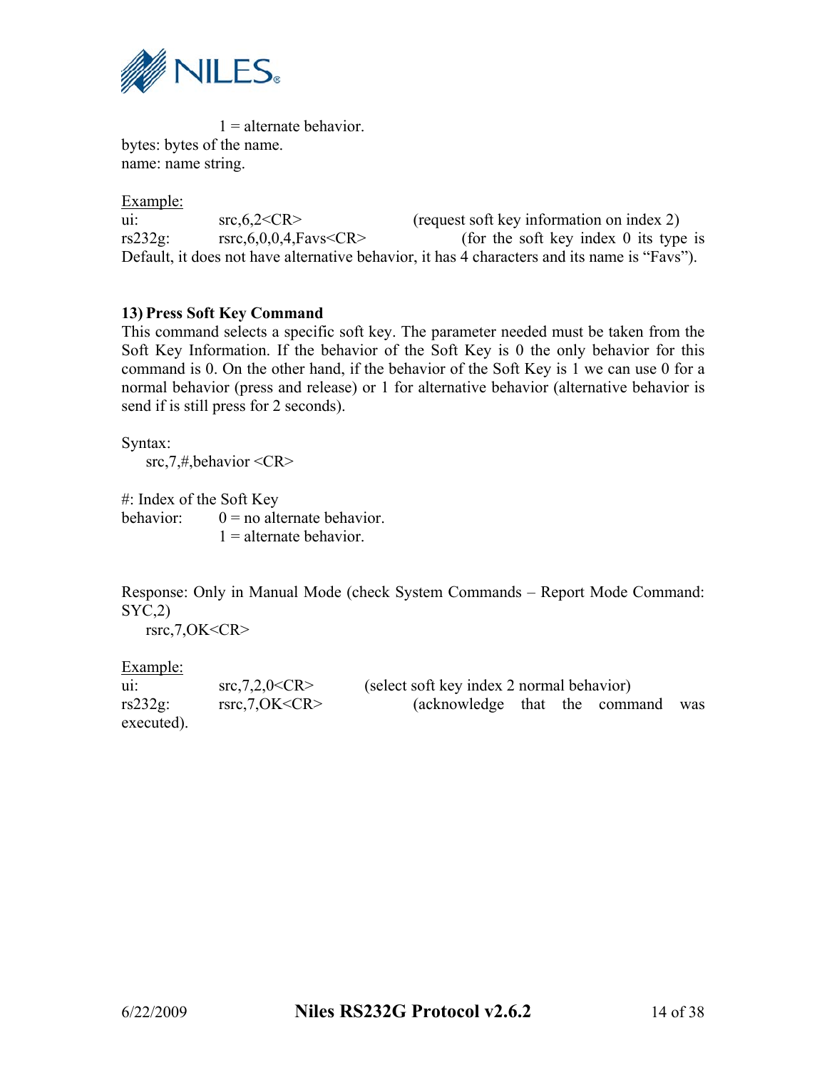1 = alternate behavior.
bytes: bytes of the name.
name: name string.

Example:
ui: src,6,2<CR> (request soft key information on index 2)
rs232g: rsrc,6,0,0,4,Favs<CR> (for the soft key index 0 its type is Default, it does not have alternative behavior, it has 4 characters and its name is "Favs").

### 13) Press Soft Key Command

This command selects a specific soft key. The parameter needed must be taken from the Soft Key Information. If the behavior of the Soft Key is 0 the only behavior for this command is 0. On the other hand, if the behavior of the Soft Key is 1 we can use 0 for a normal behavior (press and release) or 1 for alternative behavior (alternative behavior is send if is still press for 2 seconds).

Syntax:
src,7,#,behavior <CR>

#: Index of the Soft Key
behavior: 0 = no alternate behavior.
1 = alternate behavior.

Response: Only in Manual Mode (check System Commands – Report Mode Command: SYC,2)
rsrc,7,OK<CR>

Example:
ui: src,7,2,0<CR> (select soft key index 2 normal behavior)
rs232g: rsrc,7,OK<CR> (acknowledge that the command was executed).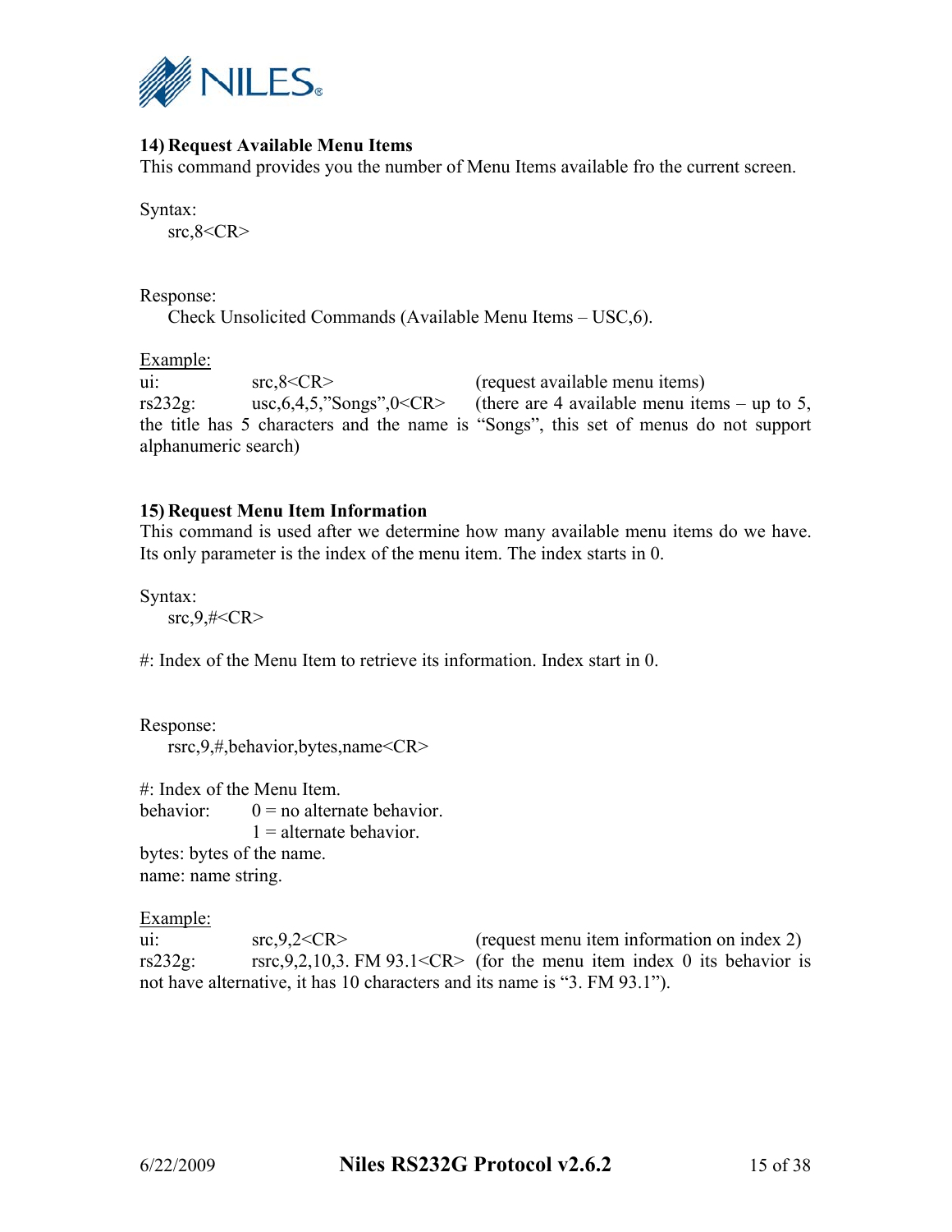### 14) Request Available Menu Items

This command provides you the number of Menu Items available fro the current screen.

Syntax:

src,8<CR>

Response:

Check Unsolicited Commands (Available Menu Items – USC,6).

Example:

ui: src,8<CR> (request available menu items)

rs232g: usc,6,4,5,"Songs",0<CR> (there are 4 available menu items – up to 5, the title has 5 characters and the name is "Songs", this set of menus do not support alphanumeric search)

### 15) Request Menu Item Information

This command is used after we determine how many available menu items do we have. Its only parameter is the index of the menu item. The index starts in 0.

Syntax:

src,9,#<CR>

#: Index of the Menu Item to retrieve its information. Index start in 0.

Response:

rsrc,9,#,behavior,bytes,name<CR>

#: Index of the Menu Item.

behavior: 0 = no alternate behavior.
1 = alternate behavior.

bytes: bytes of the name.

name: name string.

Example:

ui: src,9,2<CR> (request menu item information on index 2)

rs232g: rsrc,9,2,10,3. FM 93.1<CR> (for the menu item index 0 its behavior is not have alternative, it has 10 characters and its name is "3. FM 93.1").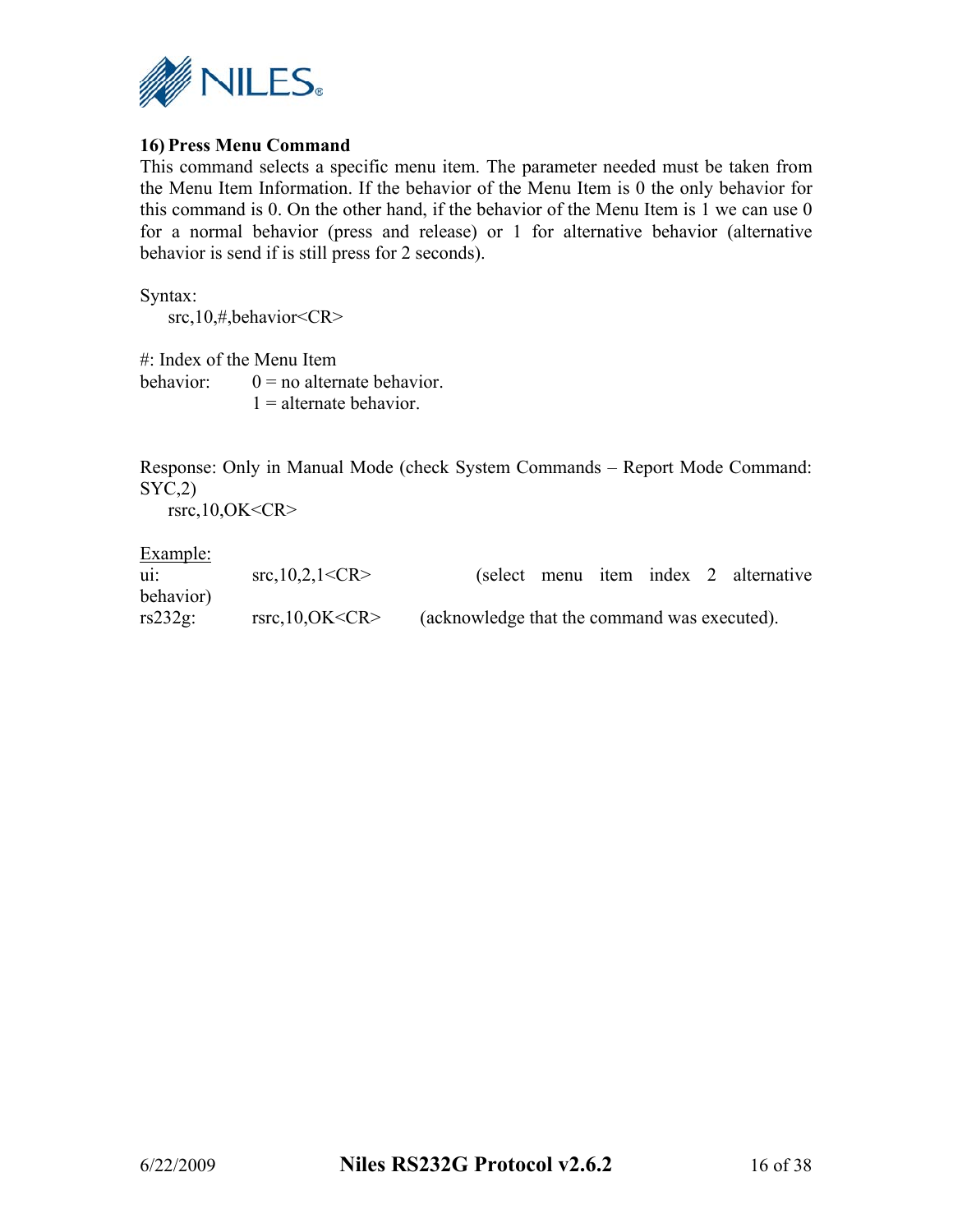### 16) Press Menu Command

This command selects a specific menu item. The parameter needed must be taken from the Menu Item Information. If the behavior of the Menu Item is 0 the only behavior for this command is 0. On the other hand, if the behavior of the Menu Item is 1 we can use 0 for a normal behavior (press and release) or 1 for alternative behavior (alternative behavior is send if is still press for 2 seconds).

Syntax:

src,10,#,behavior<CR>

#: Index of the Menu Item

behavior: 0 = no alternate behavior.
1 = alternate behavior.

Response: Only in Manual Mode (check System Commands – Report Mode Command: SYC,2)

rsrc,10,OK<CR>

Example:

| | | |
|---|---|---|
| ui: | src,10,2,1<CR> | (select menu item index 2 alternative behavior) |
| rs232g: | rsrc,10,OK<CR> | (acknowledge that the command was executed). |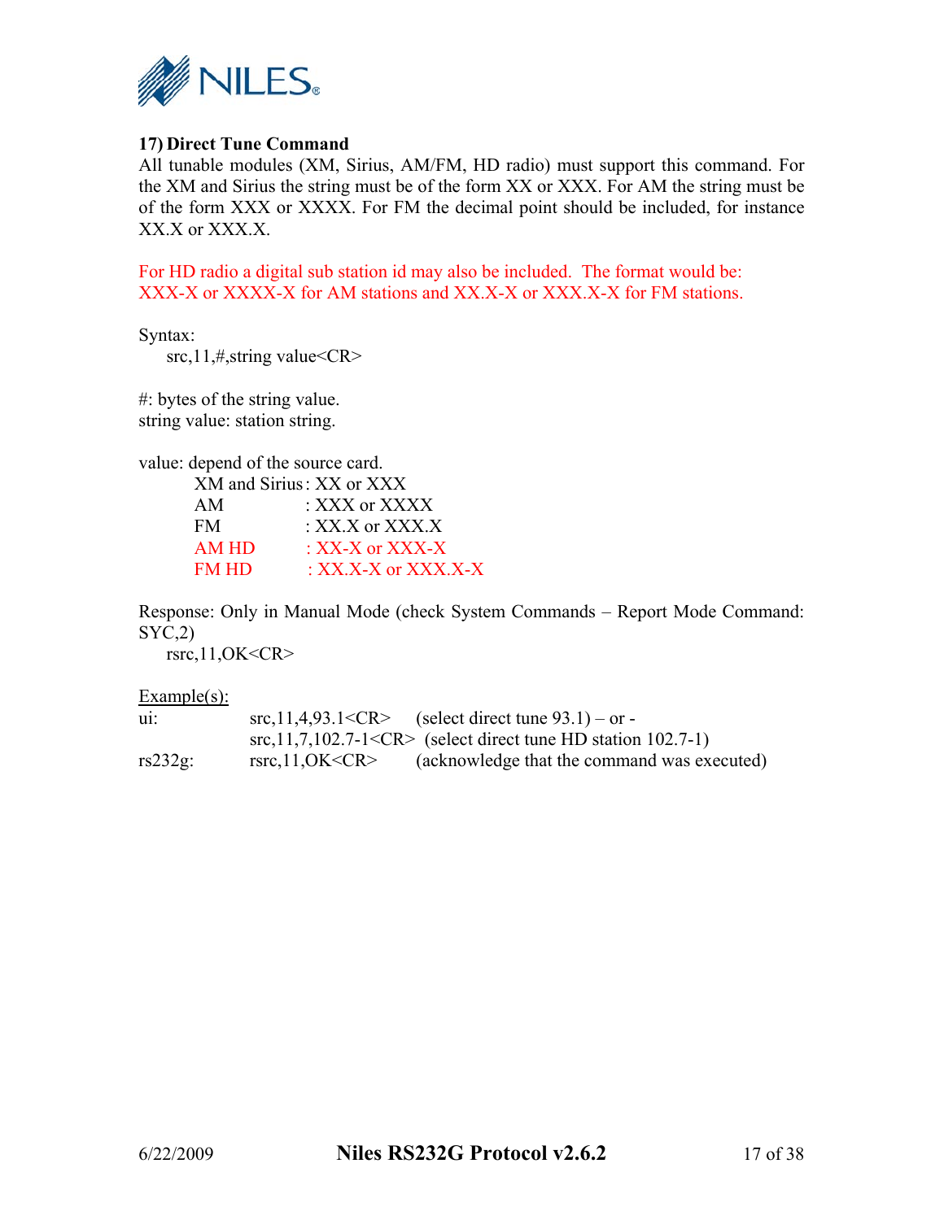## 17) Direct Tune Command

All tunable modules (XM, Sirius, AM/FM, HD radio) must support this command. For the XM and Sirius the string must be of the form XX or XXX. For AM the string must be of the form XXX or XXXX. For FM the decimal point should be included, for instance XX.X or XXX.X.

For HD radio a digital sub station id may also be included. The format would be: XXX-X or XXXX-X for AM stations and XX.X-X or XXX.X-X for FM stations.

Syntax:

```
src,11,#,string value<CR>
```

#: bytes of the string value.
string value: station string.

value: depend of the source card.

- XM and Sirius: XX or XXX
- AM : XXX or XXXX
- FM : XX.X or XXX.X
- AM HD : XX-X or XXX-X
- FM HD : XX.X-X or XXX.X-X

Response: Only in Manual Mode (check System Commands – Report Mode Command: SYC,2)

```
rsrc,11,OK<CR>
```

Example(s):

| | | |
|---|---|---|
| ui: | src,11,4,93.1<CR> | (select direct tune 93.1) – or - |
| | src,11,7,102.7-1<CR> | (select direct tune HD station 102.7-1) |
| rs232g: | rsrc,11,OK<CR> | (acknowledge that the command was executed) |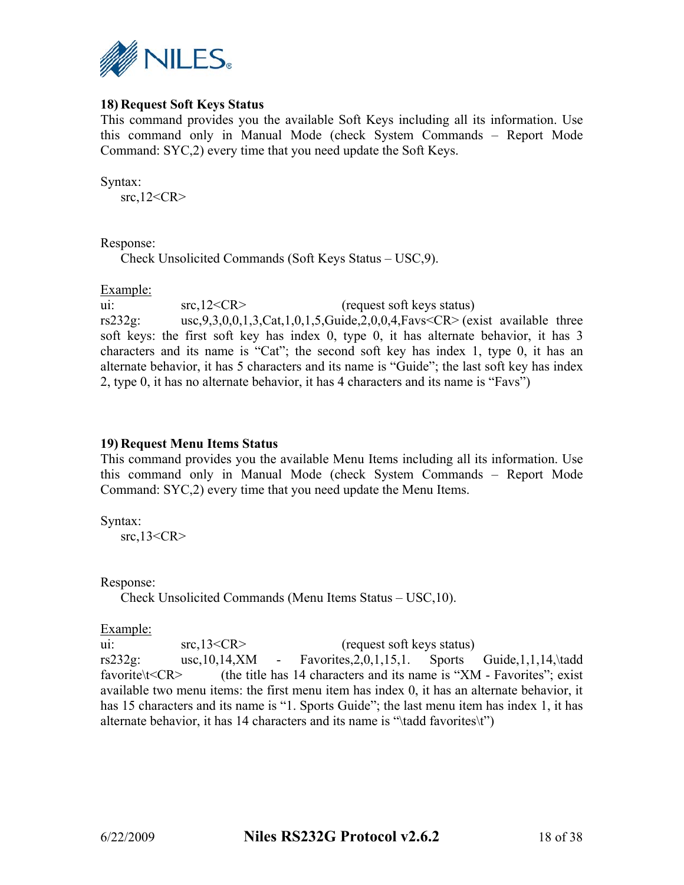### 18) Request Soft Keys Status

This command provides you the available Soft Keys including all its information. Use this command only in Manual Mode (check System Commands – Report Mode Command: SYC,2) every time that you need update the Soft Keys.

Syntax:

src,12<CR>

Response:

Check Unsolicited Commands (Soft Keys Status – USC,9).

Example:

ui: src,12<CR> (request soft keys status)

rs232g: usc,9,3,0,0,1,3,Cat,1,0,1,5,Guide,2,0,0,4,Favs<CR> (exist available three soft keys: the first soft key has index 0, type 0, it has alternate behavior, it has 3 characters and its name is "Cat"; the second soft key has index 1, type 0, it has an alternate behavior, it has 5 characters and its name is "Guide"; the last soft key has index 2, type 0, it has no alternate behavior, it has 4 characters and its name is "Favs")

### 19) Request Menu Items Status

This command provides you the available Menu Items including all its information. Use this command only in Manual Mode (check System Commands – Report Mode Command: SYC,2) every time that you need update the Menu Items.

Syntax:

src,13<CR>

Response:

Check Unsolicited Commands (Menu Items Status – USC,10).

Example:

ui: src,13<CR> (request soft keys status)

rs232g: usc,10,14,XM - Favorites,2,0,1,15,1. Sports Guide,1,1,14,\tadd favorite\t<CR> (the title has 14 characters and its name is "XM - Favorites"; exist available two menu items: the first menu item has index 0, it has an alternate behavior, it has 15 characters and its name is "1. Sports Guide"; the last menu item has index 1, it has alternate behavior, it has 14 characters and its name is "\tadd favorites\t")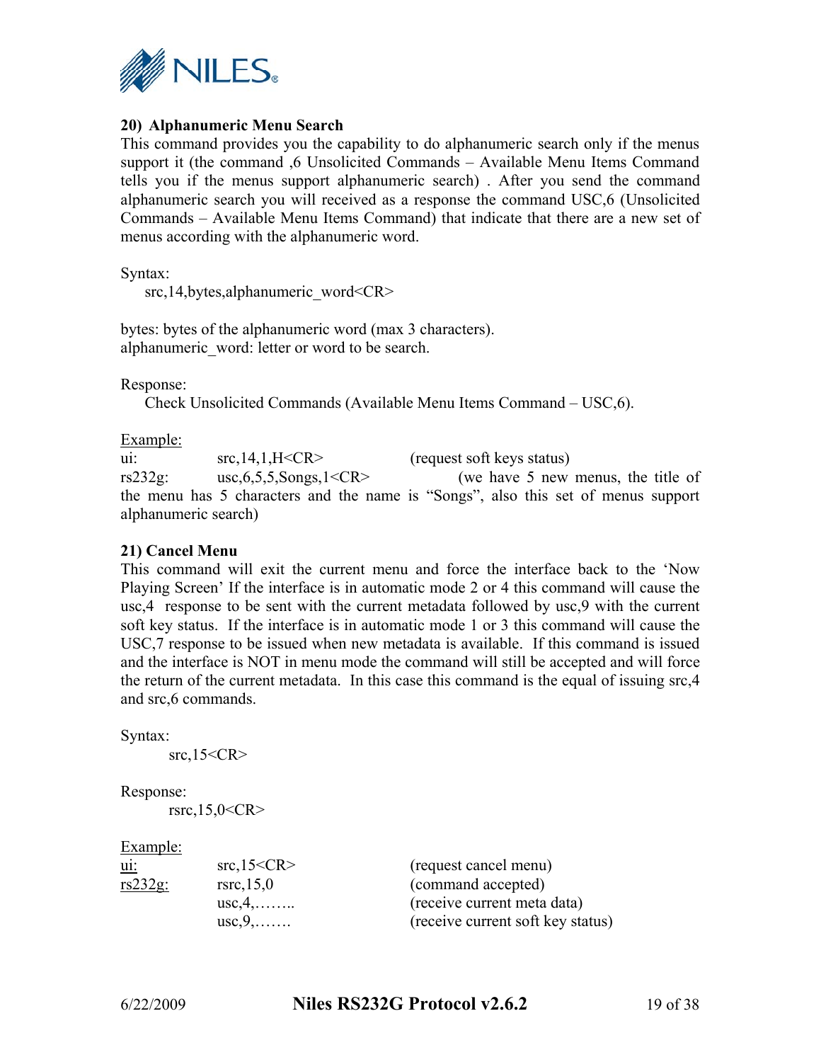**20) Alphanumeric Menu Search**

This command provides you the capability to do alphanumeric search only if the menus support it (the command ,6 Unsolicited Commands – Available Menu Items Command tells you if the menus support alphanumeric search) . After you send the command alphanumeric search you will received as a response the command USC,6 (Unsolicited Commands – Available Menu Items Command) that indicate that there are a new set of menus according with the alphanumeric word.

Syntax:

src,14,bytes,alphanumeric_word<CR>

bytes: bytes of the alphanumeric word (max 3 characters).
alphanumeric_word: letter or word to be search.

Response:

Check Unsolicited Commands (Available Menu Items Command – USC,6).

Example:

| | | |
|---|---|---|
| ui: | src,14,1,H<CR> | (request soft keys status) |
| rs232g: | usc,6,5,5,Songs,1<CR> | (we have 5 new menus, the title of the menu has 5 characters and the name is "Songs", also this set of menus support alphanumeric search) |

**21) Cancel Menu**

This command will exit the current menu and force the interface back to the 'Now Playing Screen' If the interface is in automatic mode 2 or 4 this command will cause the usc,4 response to be sent with the current metadata followed by usc,9 with the current soft key status. If the interface is in automatic mode 1 or 3 this command will cause the USC,7 response to be issued when new metadata is available. If this command is issued and the interface is NOT in menu mode the command will still be accepted and will force the return of the current metadata. In this case this command is the equal of issuing src,4 and src,6 commands.

Syntax:

src,15<CR>

Response:

rsrc,15,0<CR>

Example:

| | | |
|---|---|---|
| ui: | src,15<CR> | (request cancel menu) |
| rs232g: | rsrc,15,0 | (command accepted) |
| | usc,4,…….. | (receive current meta data) |
| | usc,9,……. | (receive current soft key status) |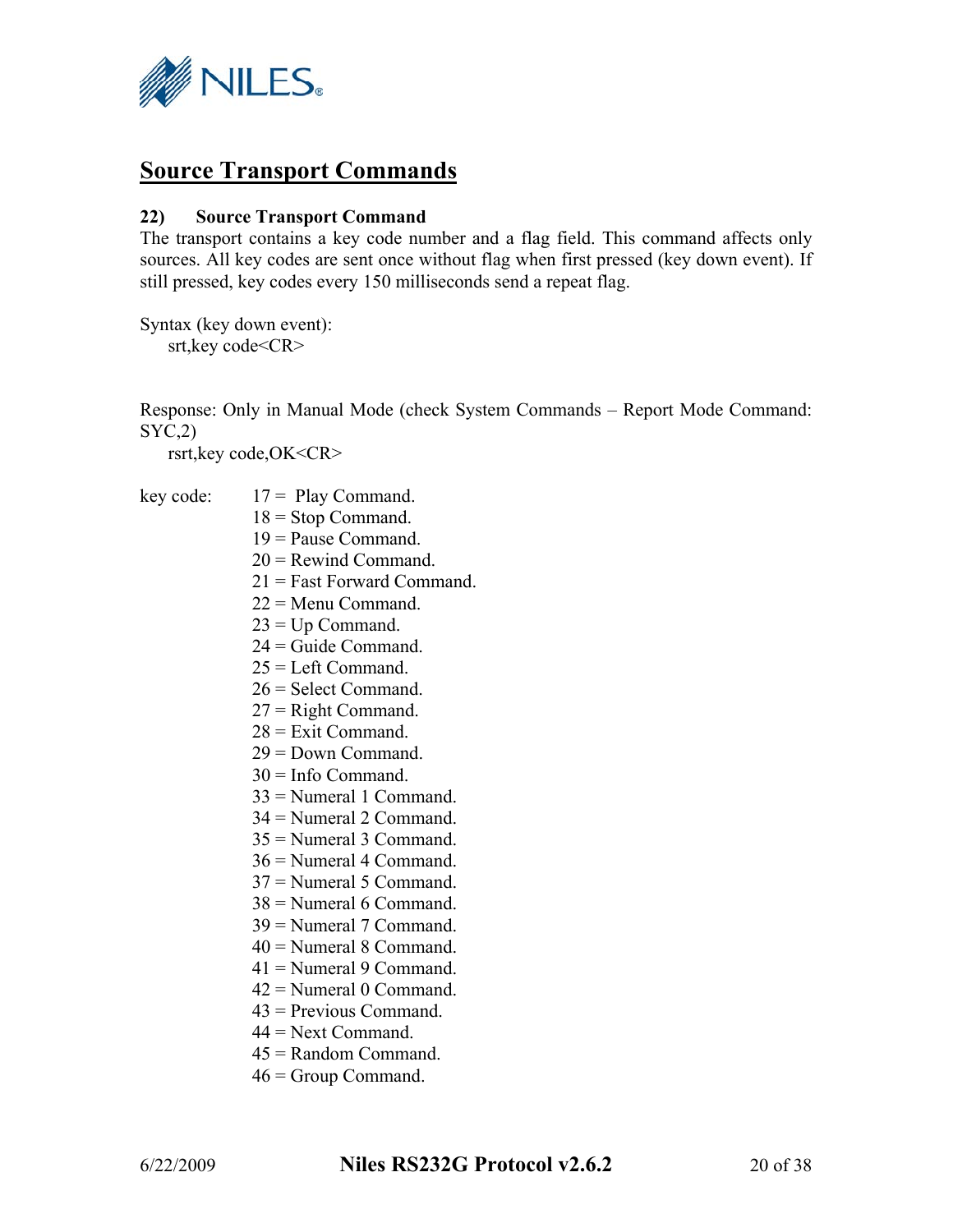## Source Transport Commands

### 22) Source Transport Command

The transport contains a key code number and a flag field. This command affects only sources. All key codes are sent once without flag when first pressed (key down event). If still pressed, key codes every 150 milliseconds send a repeat flag.

Syntax (key down event):

```
srt,key code<CR>
```

Response: Only in Manual Mode (check System Commands – Report Mode Command: SYC,2)

```
rsrt,key code,OK<CR>
```

key code:

- 17 = Play Command.
- 18 = Stop Command.
- 19 = Pause Command.
- 20 = Rewind Command.
- 21 = Fast Forward Command.
- 22 = Menu Command.
- 23 = Up Command.
- 24 = Guide Command.
- 25 = Left Command.
- 26 = Select Command.
- 27 = Right Command.
- 28 = Exit Command.
- 29 = Down Command.
- 30 = Info Command.
- 33 = Numeral 1 Command.
- 34 = Numeral 2 Command.
- 35 = Numeral 3 Command.
- 36 = Numeral 4 Command.
- 37 = Numeral 5 Command.
- 38 = Numeral 6 Command.
- 39 = Numeral 7 Command.
- 40 = Numeral 8 Command.
- 41 = Numeral 9 Command.
- 42 = Numeral 0 Command.
- 43 = Previous Command.
- 44 = Next Command.
- 45 = Random Command.
- 46 = Group Command.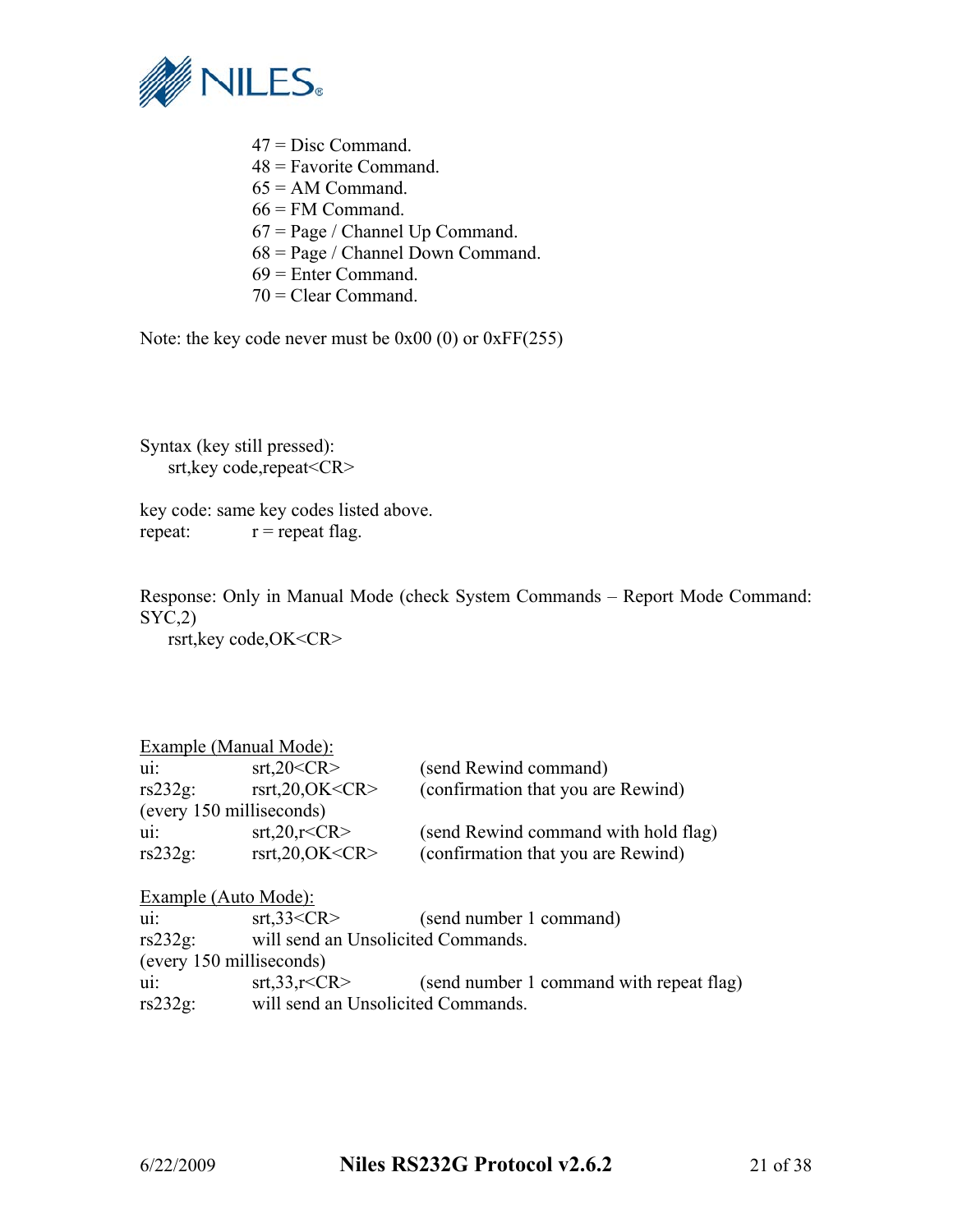47 = Disc Command.
48 = Favorite Command.
65 = AM Command.
66 = FM Command.
67 = Page / Channel Up Command.
68 = Page / Channel Down Command.
69 = Enter Command.
70 = Clear Command.

Note: the key code never must be 0x00 (0) or 0xFF(255)

Syntax (key still pressed):

    srt,key code,repeat<CR>

key code: same key codes listed above.
repeat: r = repeat flag.

Response: Only in Manual Mode (check System Commands – Report Mode Command: SYC,2)

    rsrt,key code,OK<CR>

<u>Example (Manual Mode):</u>

| | | |
|---|---|---|
| ui: | srt,20<CR> | (send Rewind command) |
| rs232g: | rsrt,20,OK<CR> | (confirmation that you are Rewind) |
| (every 150 milliseconds) | | |
| ui: | srt,20,r<CR> | (send Rewind command with hold flag) |
| rs232g: | rsrt,20,OK<CR> | (confirmation that you are Rewind) |

<u>Example (Auto Mode):</u>

| | | |
|---|---|---|
| ui: | srt,33<CR> | (send number 1 command) |
| rs232g: | will send an Unsolicited Commands. | |
| (every 150 milliseconds) | | |
| ui: | srt,33,r<CR> | (send number 1 command with repeat flag) |
| rs232g: | will send an Unsolicited Commands. | |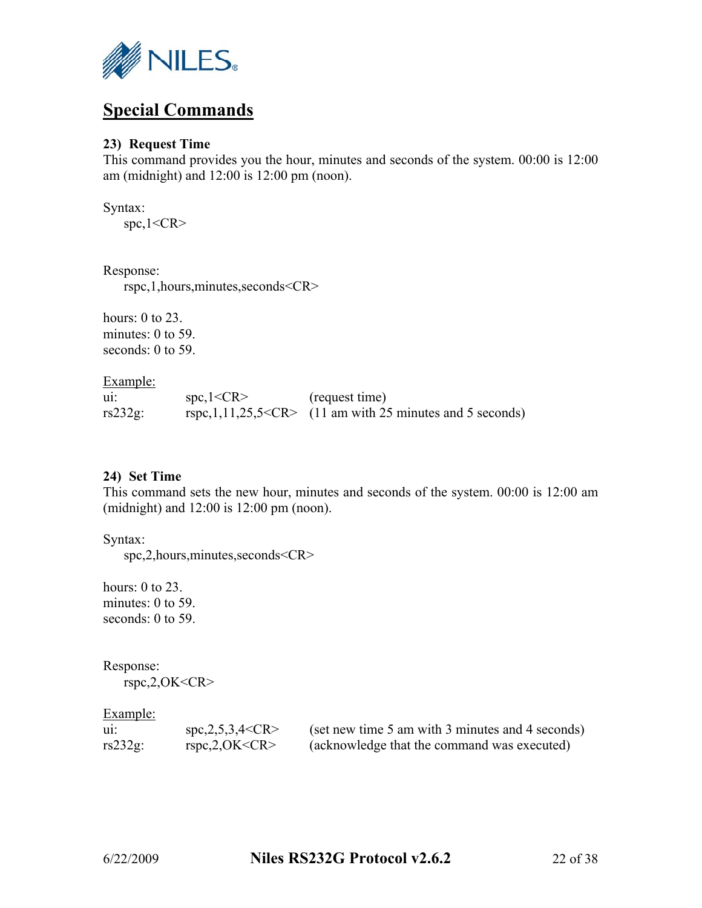## Special Commands

**23) Request Time**

This command provides you the hour, minutes and seconds of the system. 00:00 is 12:00 am (midnight) and 12:00 is 12:00 pm (noon).

Syntax:

```
spc,1<CR>
```

Response:

```
rspc,1,hours,minutes,seconds<CR>
```

hours: 0 to 23.
minutes: 0 to 59.
seconds: 0 to 59.

Example:

| | | |
|---|---|---|
| ui: | spc,1<CR> | (request time) |
| rs232g: | rspc,1,11,25,5<CR> | (11 am with 25 minutes and 5 seconds) |

**24) Set Time**

This command sets the new hour, minutes and seconds of the system. 00:00 is 12:00 am (midnight) and 12:00 is 12:00 pm (noon).

Syntax:

```
spc,2,hours,minutes,seconds<CR>
```

hours: 0 to 23.
minutes: 0 to 59.
seconds: 0 to 59.

Response:

```
rspc,2,OK<CR>
```

Example:

| | | |
|---|---|---|
| ui: | spc,2,5,3,4<CR> | (set new time 5 am with 3 minutes and 4 seconds) |
| rs232g: | rspc,2,OK<CR> | (acknowledge that the command was executed) |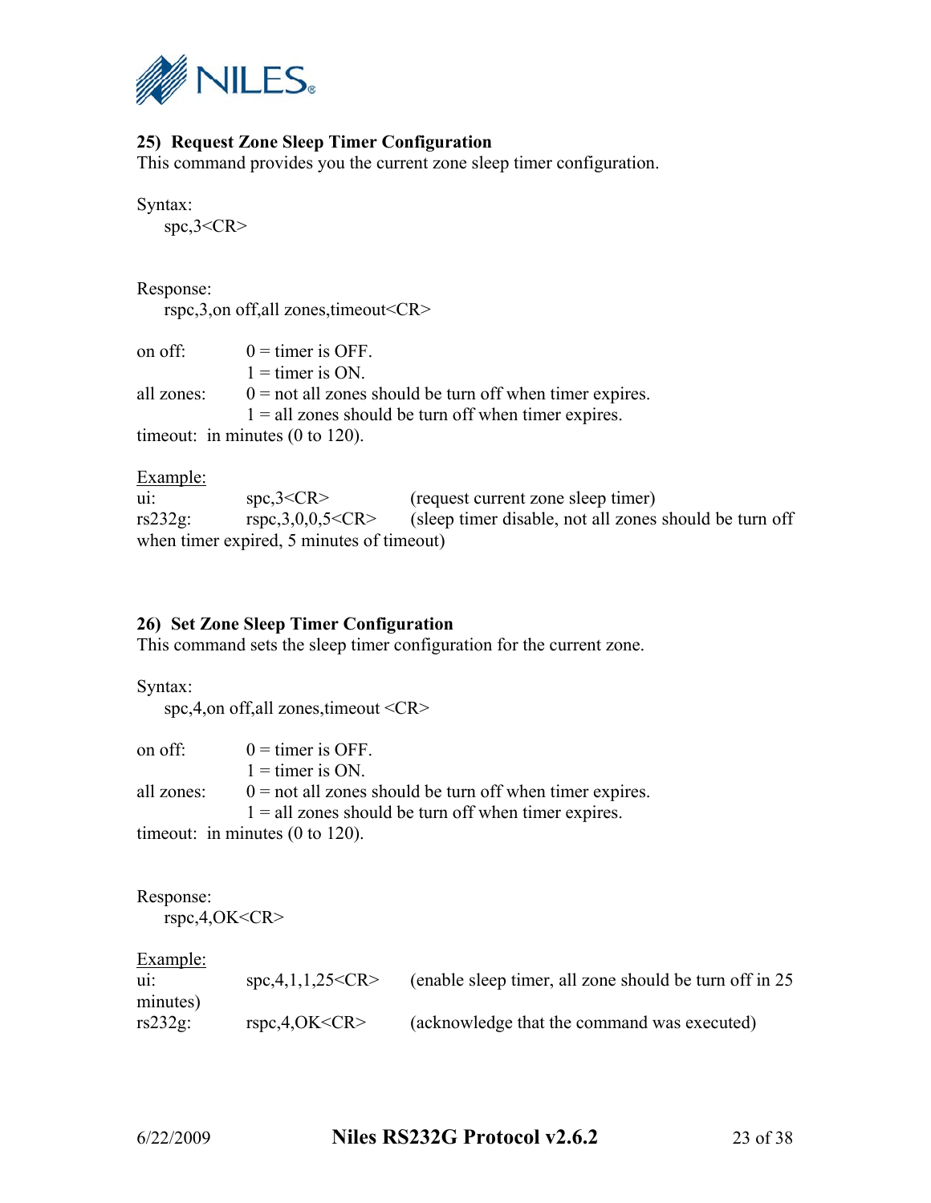### 25) Request Zone Sleep Timer Configuration

This command provides you the current zone sleep timer configuration.

Syntax:

spc,3<CR>

Response:

rspc,3,on off,all zones,timeout<CR>

on off: 0 = timer is OFF.
1 = timer is ON.
all zones: 0 = not all zones should be turn off when timer expires.
1 = all zones should be turn off when timer expires.
timeout: in minutes (0 to 120).

<u>Example:</u>

| | | |
|---|---|---|
| ui: | spc,3<CR> | (request current zone sleep timer) |
| rs232g: | rspc,3,0,0,5<CR> | (sleep timer disable, not all zones should be turn off when timer expired, 5 minutes of timeout) |

### 26) Set Zone Sleep Timer Configuration

This command sets the sleep timer configuration for the current zone.

Syntax:

spc,4,on off,all zones,timeout <CR>

on off: 0 = timer is OFF.
1 = timer is ON.
all zones: 0 = not all zones should be turn off when timer expires.
1 = all zones should be turn off when timer expires.
timeout: in minutes (0 to 120).

Response:

rspc,4,OK<CR>

<u>Example:</u>

| | | |
|---|---|---|
| ui: | spc,4,1,1,25<CR> | (enable sleep timer, all zone should be turn off in 25 minutes) |
| rs232g: | rspc,4,OK<CR> | (acknowledge that the command was executed) |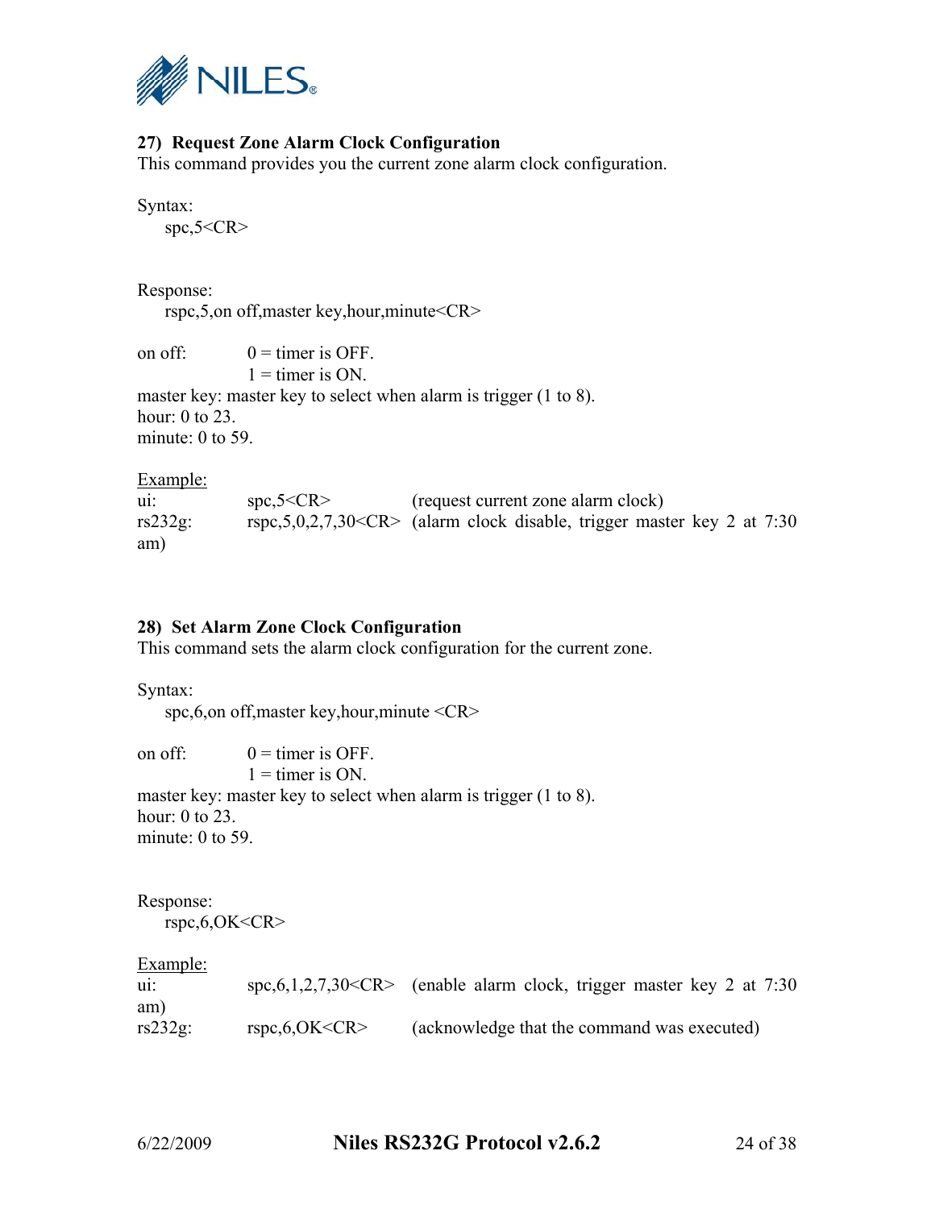### 27) Request Zone Alarm Clock Configuration

This command provides you the current zone alarm clock configuration.

Syntax:

```
spc,5<CR>
```

Response:

```
rspc,5,on off,master key,hour,minute<CR>
```

on off: 0 = timer is OFF.
1 = timer is ON.
master key: master key to select when alarm is trigger (1 to 8).
hour: 0 to 23.
minute: 0 to 59.

Example:

| | | |
|---|---|---|
| ui: | spc,5<CR> | (request current zone alarm clock) |
| rs232g: | rspc,5,0,2,7,30<CR> | (alarm clock disable, trigger master key 2 at 7:30 am) |

### 28) Set Alarm Zone Clock Configuration

This command sets the alarm clock configuration for the current zone.

Syntax:

```
spc,6,on off,master key,hour,minute <CR>
```

on off: 0 = timer is OFF.
1 = timer is ON.
master key: master key to select when alarm is trigger (1 to 8).
hour: 0 to 23.
minute: 0 to 59.

Response:

```
rspc,6,OK<CR>
```

Example:

| | | |
|---|---|---|
| ui: | spc,6,1,2,7,30<CR> | (enable alarm clock, trigger master key 2 at 7:30 am) |
| rs232g: | rspc,6,OK<CR> | (acknowledge that the command was executed) |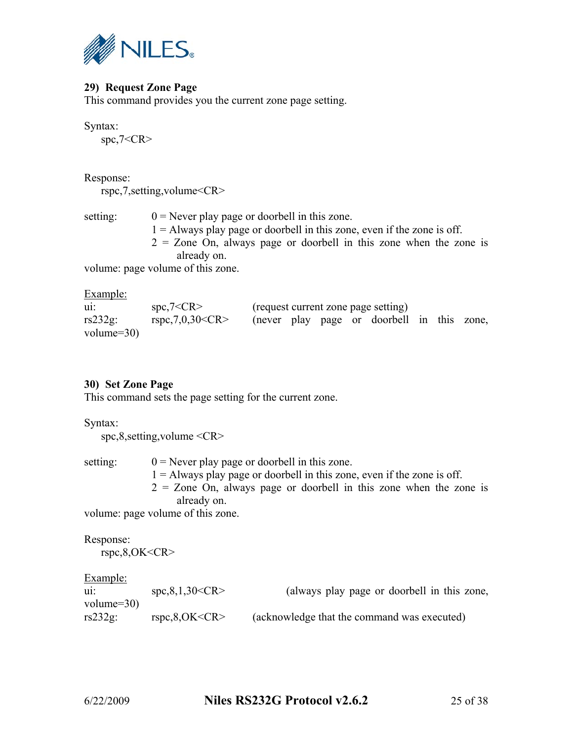### 29) Request Zone Page

This command provides you the current zone page setting.

Syntax:

```
spc,7<CR>
```

Response:

```
rspc,7,setting,volume<CR>
```

setting:
- 0 = Never play page or doorbell in this zone.
- 1 = Always play page or doorbell in this zone, even if the zone is off.
- 2 = Zone On, always page or doorbell in this zone when the zone is already on.

volume: page volume of this zone.

<u>Example:</u>

| | | |
|---|---|---|
| ui: | spc,7<CR> | (request current zone page setting) |
| rs232g: | rspc,7,0,30<CR> | (never play page or doorbell in this zone, volume=30) |

### 30) Set Zone Page

This command sets the page setting for the current zone.

Syntax:

```
spc,8,setting,volume <CR>
```

setting:
- 0 = Never play page or doorbell in this zone.
- 1 = Always play page or doorbell in this zone, even if the zone is off.
- 2 = Zone On, always page or doorbell in this zone when the zone is already on.

volume: page volume of this zone.

Response:

```
rspc,8,OK<CR>
```

<u>Example:</u>

| | | |
|---|---|---|
| ui: | spc,8,1,30<CR> | (always play page or doorbell in this zone, volume=30) |
| rs232g: | rspc,8,OK<CR> | (acknowledge that the command was executed) |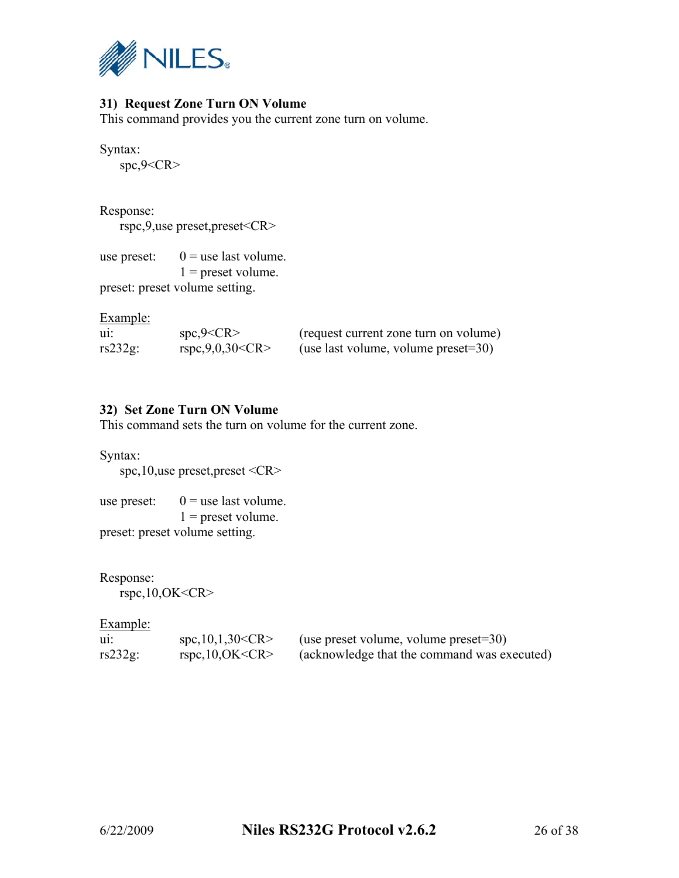### 31) Request Zone Turn ON Volume

This command provides you the current zone turn on volume.

Syntax:

spc,9<CR>

Response:

rspc,9,use preset,preset<CR>

use preset: 0 = use last volume.
1 = preset volume.

preset: preset volume setting.

Example:

| | | |
|---|---|---|
| ui: | spc,9<CR> | (request current zone turn on volume) |
| rs232g: | rspc,9,0,30<CR> | (use last volume, volume preset=30) |

### 32) Set Zone Turn ON Volume

This command sets the turn on volume for the current zone.

Syntax:

spc,10,use preset,preset <CR>

use preset: 0 = use last volume.
1 = preset volume.

preset: preset volume setting.

Response:

rspc,10,OK<CR>

Example:

| | | |
|---|---|---|
| ui: | spc,10,1,30<CR> | (use preset volume, volume preset=30) |
| rs232g: | rspc,10,OK<CR> | (acknowledge that the command was executed) |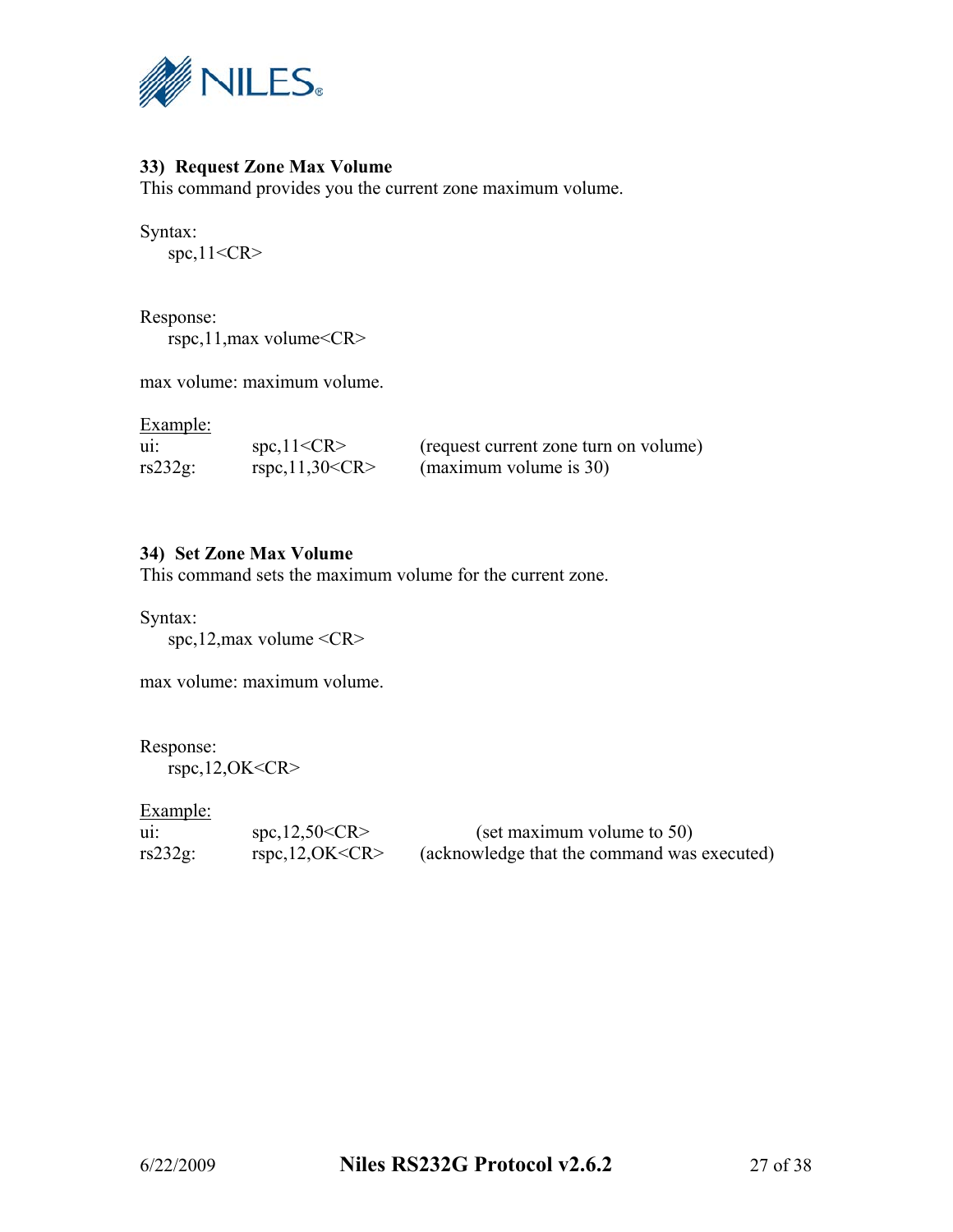### 33) Request Zone Max Volume

This command provides you the current zone maximum volume.

Syntax:

spc,11<CR>

Response:

rspc,11,max volume<CR>

max volume: maximum volume.

<u>Example:</u>

| | | |
|---|---|---|
| ui: | spc,11<CR> | (request current zone turn on volume) |
| rs232g: | rspc,11,30<CR> | (maximum volume is 30) |

### 34) Set Zone Max Volume

This command sets the maximum volume for the current zone.

Syntax:

spc,12,max volume <CR>

max volume: maximum volume.

Response:

rspc,12,OK<CR>

<u>Example:</u>

| | | |
|---|---|---|
| ui: | spc,12,50<CR> | (set maximum volume to 50) |
| rs232g: | rspc,12,OK<CR> | (acknowledge that the command was executed) |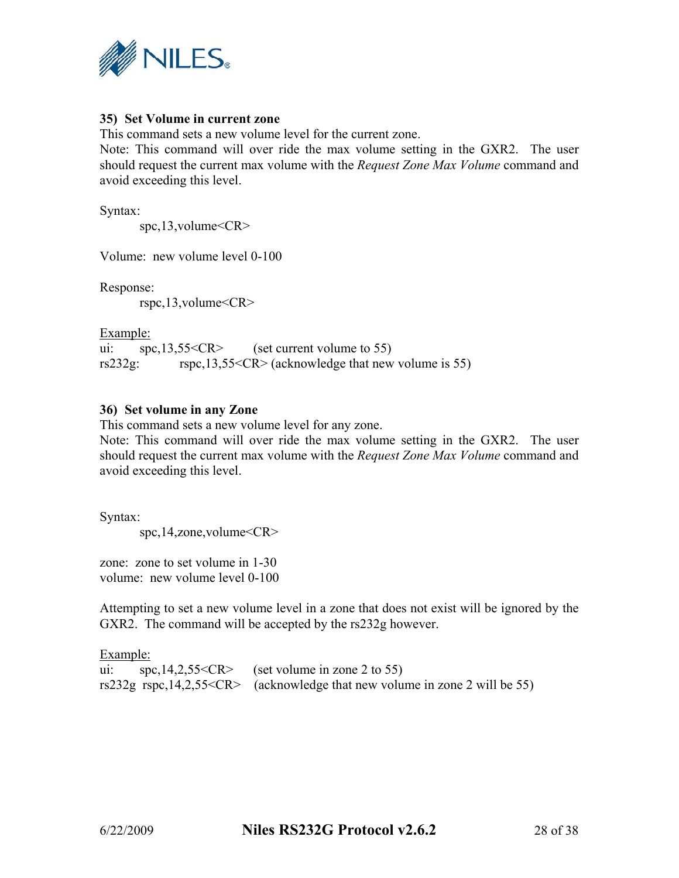### 35) Set Volume in current zone

This command sets a new volume level for the current zone.
Note: This command will over ride the max volume setting in the GXR2. The user should request the current max volume with the *Request Zone Max Volume* command and avoid exceeding this level.

Syntax:

```
spc,13,volume<CR>
```

Volume: new volume level 0-100

Response:

```
rspc,13,volume<CR>
```

Example:

```
ui:      spc,13,55<CR>        (set current volume to 55)
rs232g:        rspc,13,55<CR> (acknowledge that new volume is 55)
```

### 36) Set volume in any Zone

This command sets a new volume level for any zone.
Note: This command will over ride the max volume setting in the GXR2. The user should request the current max volume with the *Request Zone Max Volume* command and avoid exceeding this level.

Syntax:

```
spc,14,zone,volume<CR>
```

zone: zone to set volume in 1-30
volume: new volume level 0-100

Attempting to set a new volume level in a zone that does not exist will be ignored by the GXR2. The command will be accepted by the rs232g however.

Example:

```
ui:     spc,14,2,55<CR>    (set volume in zone 2 to 55)
rs232g  rspc,14,2,55<CR>   (acknowledge that new volume in zone 2 will be 55)
```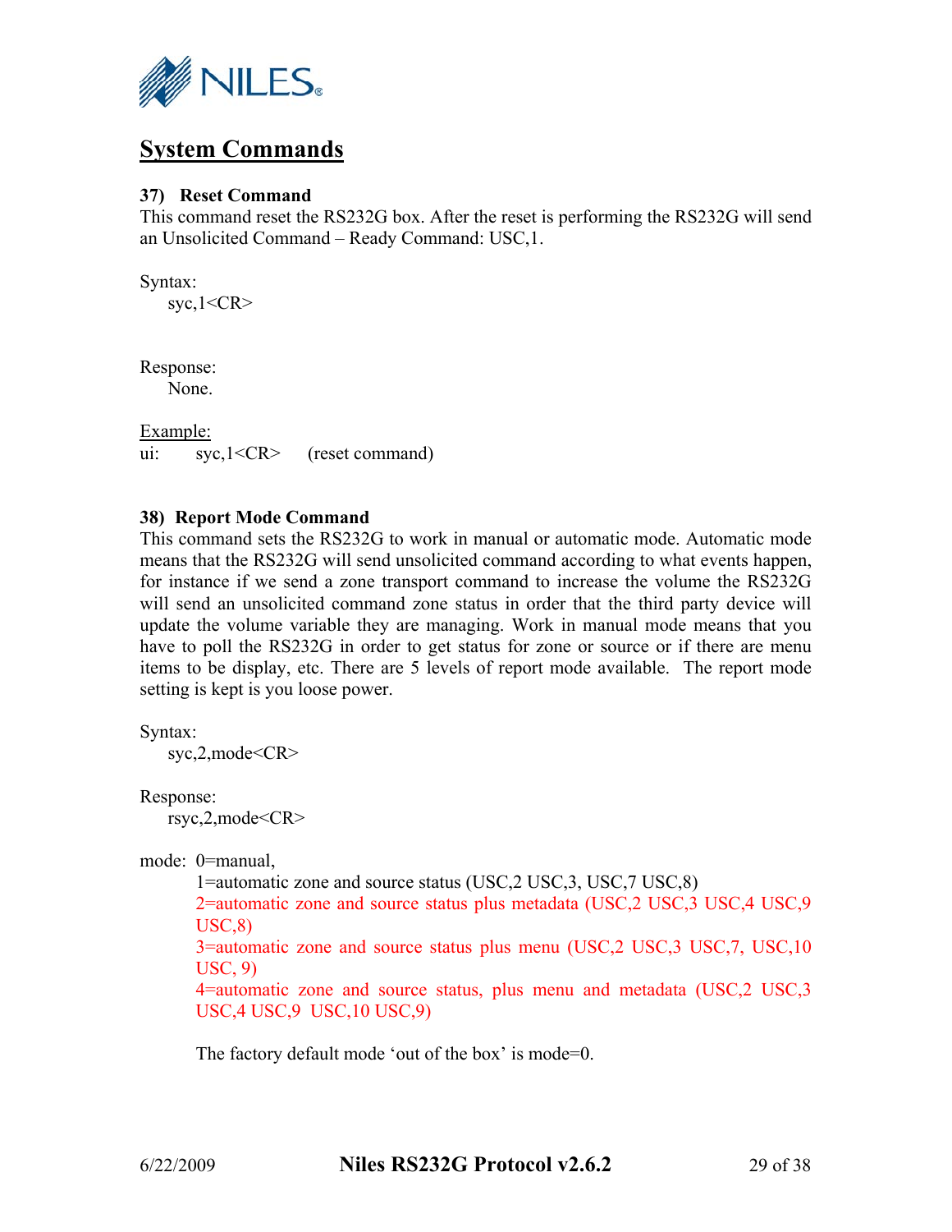## System Commands

### 37) Reset Command

This command reset the RS232G box. After the reset is performing the RS232G will send an Unsolicited Command – Ready Command: USC,1.

Syntax:

  syc,1<CR>

Response:

  None.

Example:

ui:   syc,1<CR>   (reset command)

### 38) Report Mode Command

This command sets the RS232G to work in manual or automatic mode. Automatic mode means that the RS232G will send unsolicited command according to what events happen, for instance if we send a zone transport command to increase the volume the RS232G will send an unsolicited command zone status in order that the third party device will update the volume variable they are managing. Work in manual mode means that you have to poll the RS232G in order to get status for zone or source or if there are menu items to be display, etc. There are 5 levels of report mode available. The report mode setting is kept is you loose power.

Syntax:

  syc,2,mode<CR>

Response:

  rsyc,2,mode<CR>

mode: 0=manual,

  1=automatic zone and source status (USC,2 USC,3, USC,7 USC,8)

  2=automatic zone and source status plus metadata (USC,2 USC,3 USC,4 USC,9 USC,8)

  3=automatic zone and source status plus menu (USC,2 USC,3 USC,7, USC,10 USC, 9)

  4=automatic zone and source status, plus menu and metadata (USC,2 USC,3 USC,4 USC,9 USC,10 USC,9)

  The factory default mode 'out of the box' is mode=0.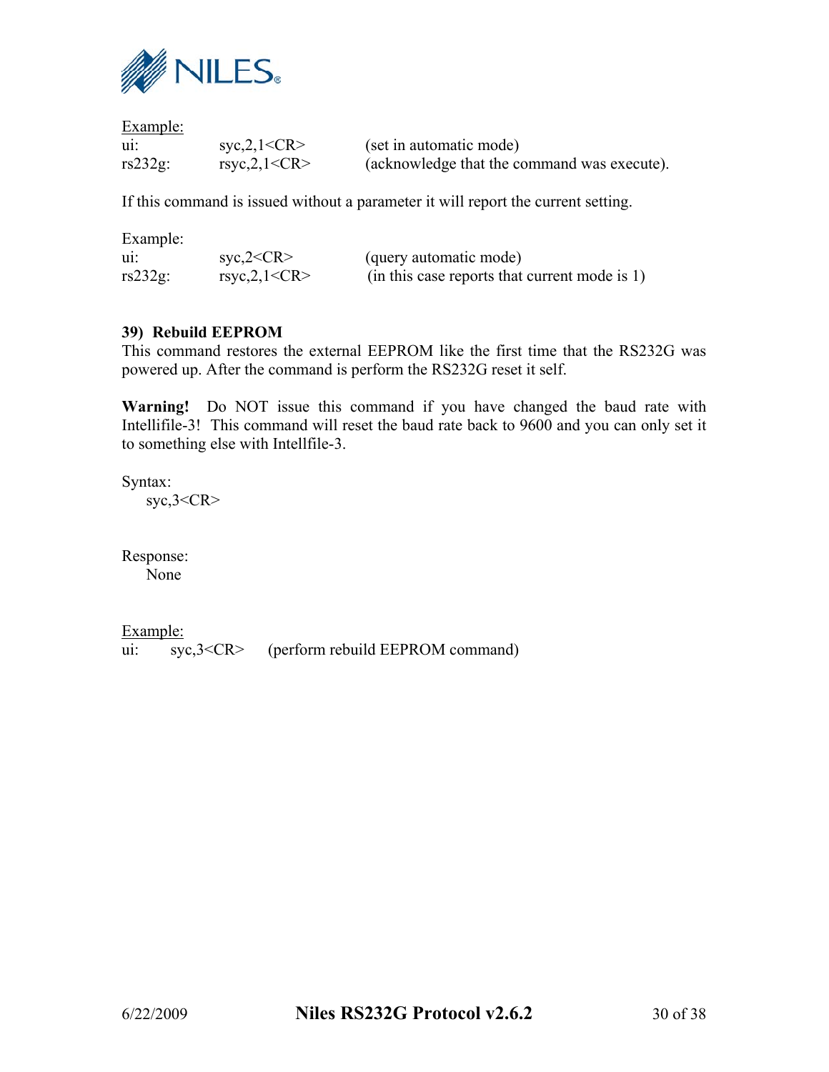Example:

| | | |
|---|---|---|
| ui: | syc,2,1<CR> | (set in automatic mode) |
| rs232g: | rsyc,2,1<CR> | (acknowledge that the command was execute). |

If this command is issued without a parameter it will report the current setting.

Example:

| | | |
|---|---|---|
| ui: | syc,2<CR> | (query automatic mode) |
| rs232g: | rsyc,2,1<CR> | (in this case reports that current mode is 1) |

### 39) Rebuild EEPROM

This command restores the external EEPROM like the first time that the RS232G was powered up. After the command is perform the RS232G reset it self.

**Warning!** Do NOT issue this command if you have changed the baud rate with Intellifile-3! This command will reset the baud rate back to 9600 and you can only set it to something else with Intellfile-3.

Syntax:

syc,3<CR>

Response:

None

Example:

ui: syc,3<CR> (perform rebuild EEPROM command)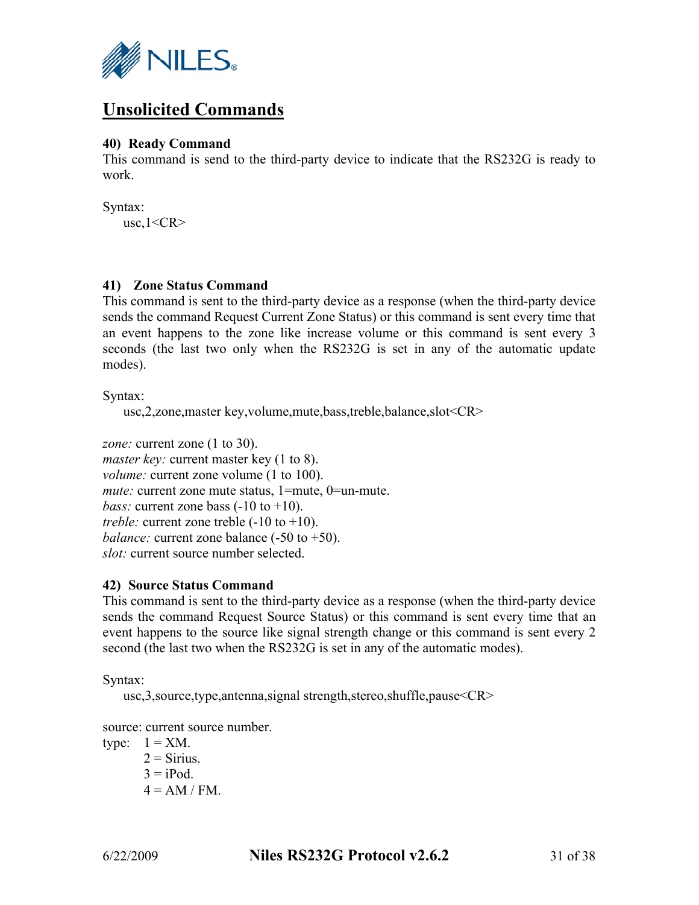## Unsolicited Commands

#### 40) Ready Command

This command is send to the third-party device to indicate that the RS232G is ready to work.

Syntax:

```
usc,1<CR>
```

#### 41) Zone Status Command

This command is sent to the third-party device as a response (when the third-party device sends the command Request Current Zone Status) or this command is sent every time that an event happens to the zone like increase volume or this command is sent every 3 seconds (the last two only when the RS232G is set in any of the automatic update modes).

Syntax:

```
usc,2,zone,master key,volume,mute,bass,treble,balance,slot<CR>
```

*zone:* current zone (1 to 30).
*master key:* current master key (1 to 8).
*volume:* current zone volume (1 to 100).
*mute:* current zone mute status, 1=mute, 0=un-mute.
*bass:* current zone bass (-10 to +10).
*treble:* current zone treble (-10 to +10).
*balance:* current zone balance (-50 to +50).
*slot:* current source number selected.

#### 42) Source Status Command

This command is sent to the third-party device as a response (when the third-party device sends the command Request Source Status) or this command is sent every time that an event happens to the source like signal strength change or this command is sent every 2 second (the last two when the RS232G is set in any of the automatic modes).

Syntax:

```
usc,3,source,type,antenna,signal strength,stereo,shuffle,pause<CR>
```

source: current source number.
type: 1 = XM.
2 = Sirius.
3 = iPod.
4 = AM / FM.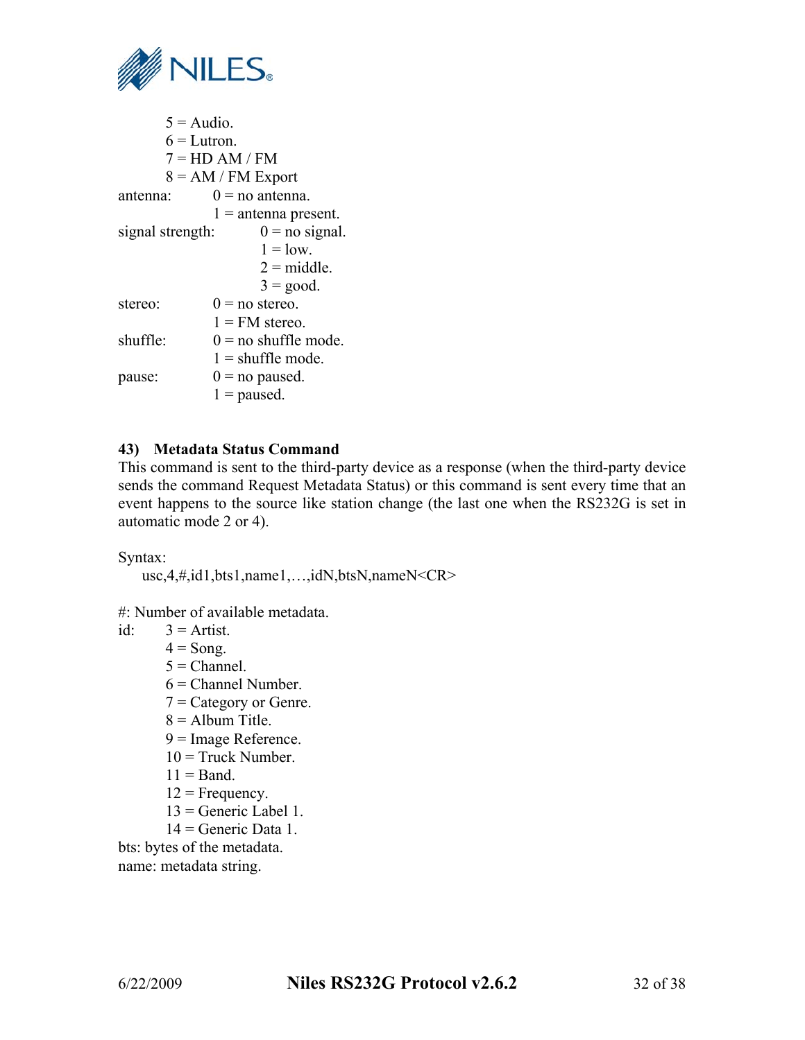5 = Audio.
6 = Lutron.
7 = HD AM / FM
8 = AM / FM Export

antenna: 0 = no antenna.
1 = antenna present.

signal strength: 0 = no signal.
1 = low.
2 = middle.
3 = good.

stereo: 0 = no stereo.
1 = FM stereo.

shuffle: 0 = no shuffle mode.
1 = shuffle mode.

pause: 0 = no paused.
1 = paused.

### 43) Metadata Status Command

This command is sent to the third-party device as a response (when the third-party device sends the command Request Metadata Status) or this command is sent every time that an event happens to the source like station change (the last one when the RS232G is set in automatic mode 2 or 4).

Syntax:

```
usc,4,#,id1,bts1,name1,…,idN,btsN,nameN<CR>
```

#: Number of available metadata.

id: 3 = Artist.
4 = Song.
5 = Channel.
6 = Channel Number.
7 = Category or Genre.
8 = Album Title.
9 = Image Reference.
10 = Truck Number.
11 = Band.
12 = Frequency.
13 = Generic Label 1.
14 = Generic Data 1.

bts: bytes of the metadata.

name: metadata string.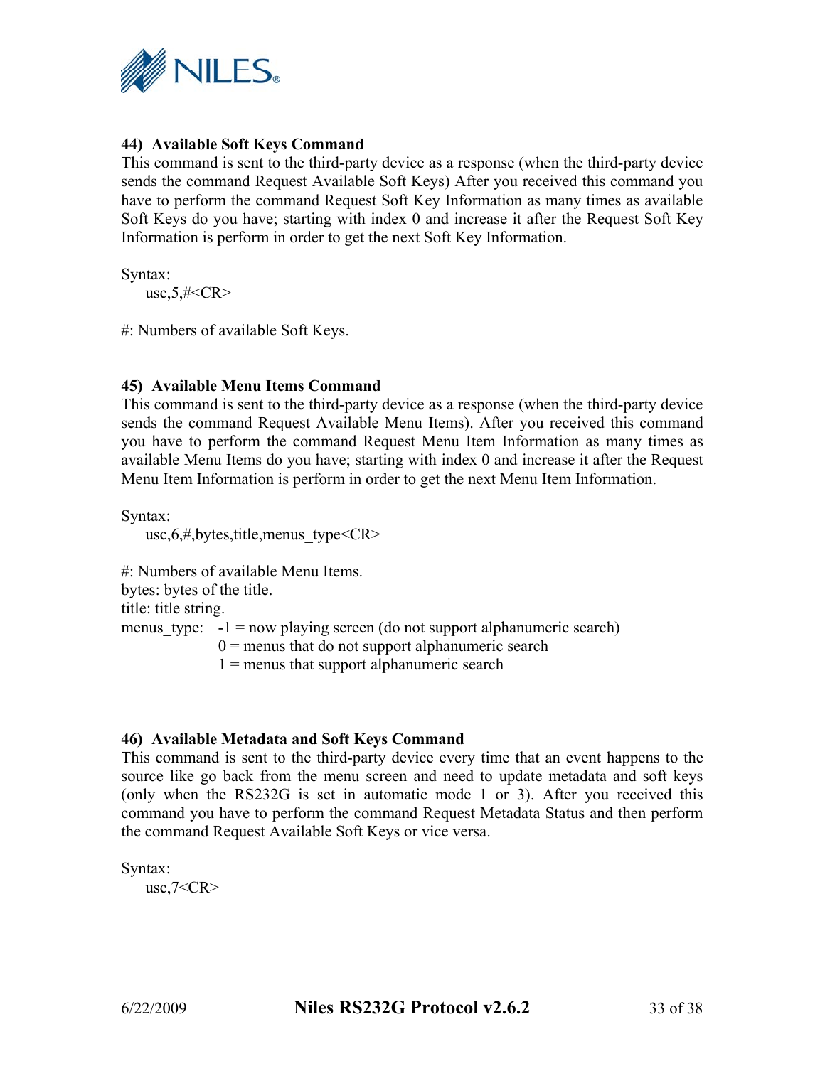### 44) Available Soft Keys Command

This command is sent to the third-party device as a response (when the third-party device sends the command Request Available Soft Keys) After you received this command you have to perform the command Request Soft Key Information as many times as available Soft Keys do you have; starting with index 0 and increase it after the Request Soft Key Information is perform in order to get the next Soft Key Information.

Syntax:

```
usc,5,#<CR>
```

#: Numbers of available Soft Keys.

### 45) Available Menu Items Command

This command is sent to the third-party device as a response (when the third-party device sends the command Request Available Menu Items). After you received this command you have to perform the command Request Menu Item Information as many times as available Menu Items do you have; starting with index 0 and increase it after the Request Menu Item Information is perform in order to get the next Menu Item Information.

Syntax:

```
usc,6,#,bytes,title,menus_type<CR>
```

#: Numbers of available Menu Items.
bytes: bytes of the title.
title: title string.
menus_type:
- -1 = now playing screen (do not support alphanumeric search)
- 0 = menus that do not support alphanumeric search
- 1 = menus that support alphanumeric search

### 46) Available Metadata and Soft Keys Command

This command is sent to the third-party device every time that an event happens to the source like go back from the menu screen and need to update metadata and soft keys (only when the RS232G is set in automatic mode 1 or 3). After you received this command you have to perform the command Request Metadata Status and then perform the command Request Available Soft Keys or vice versa.

Syntax:

```
usc,7<CR>
```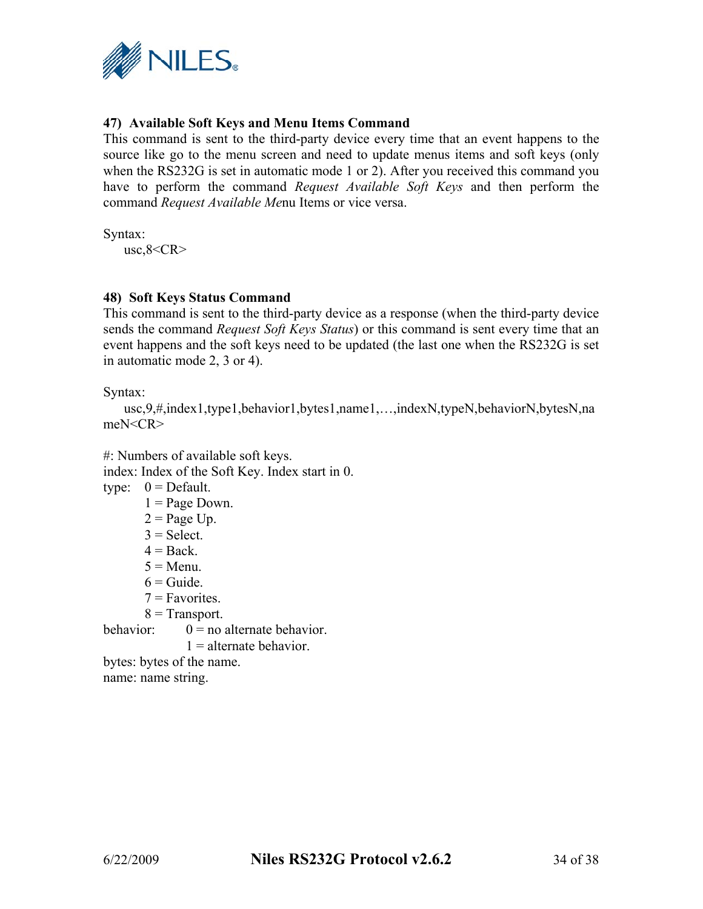### 47) Available Soft Keys and Menu Items Command

This command is sent to the third-party device every time that an event happens to the source like go to the menu screen and need to update menus items and soft keys (only when the RS232G is set in automatic mode 1 or 2). After you received this command you have to perform the command *Request Available Soft Keys* and then perform the command *Request Available Me*nu Items or vice versa.

Syntax:

```
usc,8<CR>
```

### 48) Soft Keys Status Command

This command is sent to the third-party device as a response (when the third-party device sends the command *Request Soft Keys Status*) or this command is sent every time that an event happens and the soft keys need to be updated (the last one when the RS232G is set in automatic mode 2, 3 or 4).

Syntax:

```
usc,9,#,index1,type1,behavior1,bytes1,name1,…,indexN,typeN,behaviorN,bytesN,nameN<CR>
```

#: Numbers of available soft keys.
index: Index of the Soft Key. Index start in 0.
type:
- 0 = Default.
- 1 = Page Down.
- 2 = Page Up.
- 3 = Select.
- 4 = Back.
- 5 = Menu.
- 6 = Guide.
- 7 = Favorites.
- 8 = Transport.

behavior:
- 0 = no alternate behavior.
- 1 = alternate behavior.

bytes: bytes of the name.
name: name string.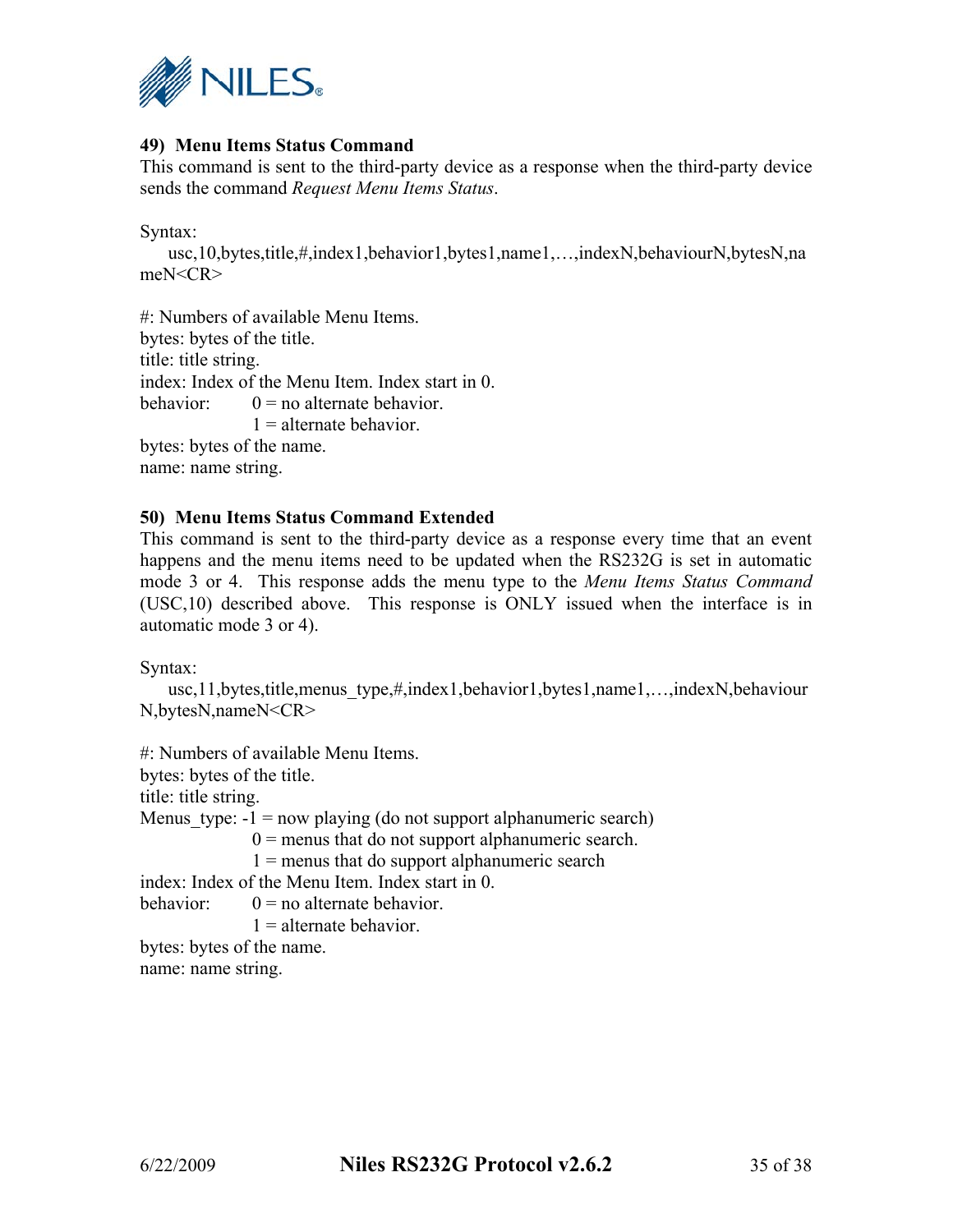### 49) Menu Items Status Command

This command is sent to the third-party device as a response when the third-party device sends the command *Request Menu Items Status*.

Syntax:

usc,10,bytes,title,#,index1,behavior1,bytes1,name1,…,indexN,behaviourN,bytesN,nameN<CR>

#: Numbers of available Menu Items.
bytes: bytes of the title.
title: title string.
index: Index of the Menu Item. Index start in 0.
behavior: 0 = no alternate behavior.
1 = alternate behavior.
bytes: bytes of the name.
name: name string.

### 50) Menu Items Status Command Extended

This command is sent to the third-party device as a response every time that an event happens and the menu items need to be updated when the RS232G is set in automatic mode 3 or 4. This response adds the menu type to the *Menu Items Status Command* (USC,10) described above. This response is ONLY issued when the interface is in automatic mode 3 or 4).

Syntax:

usc,11,bytes,title,menus_type,#,index1,behavior1,bytes1,name1,…,indexN,behaviourN,bytesN,nameN<CR>

#: Numbers of available Menu Items.
bytes: bytes of the title.
title: title string.
Menus_type: -1 = now playing (do not support alphanumeric search)
0 = menus that do not support alphanumeric search.
1 = menus that do support alphanumeric search
index: Index of the Menu Item. Index start in 0.
behavior: 0 = no alternate behavior.
1 = alternate behavior.
bytes: bytes of the name.
name: name string.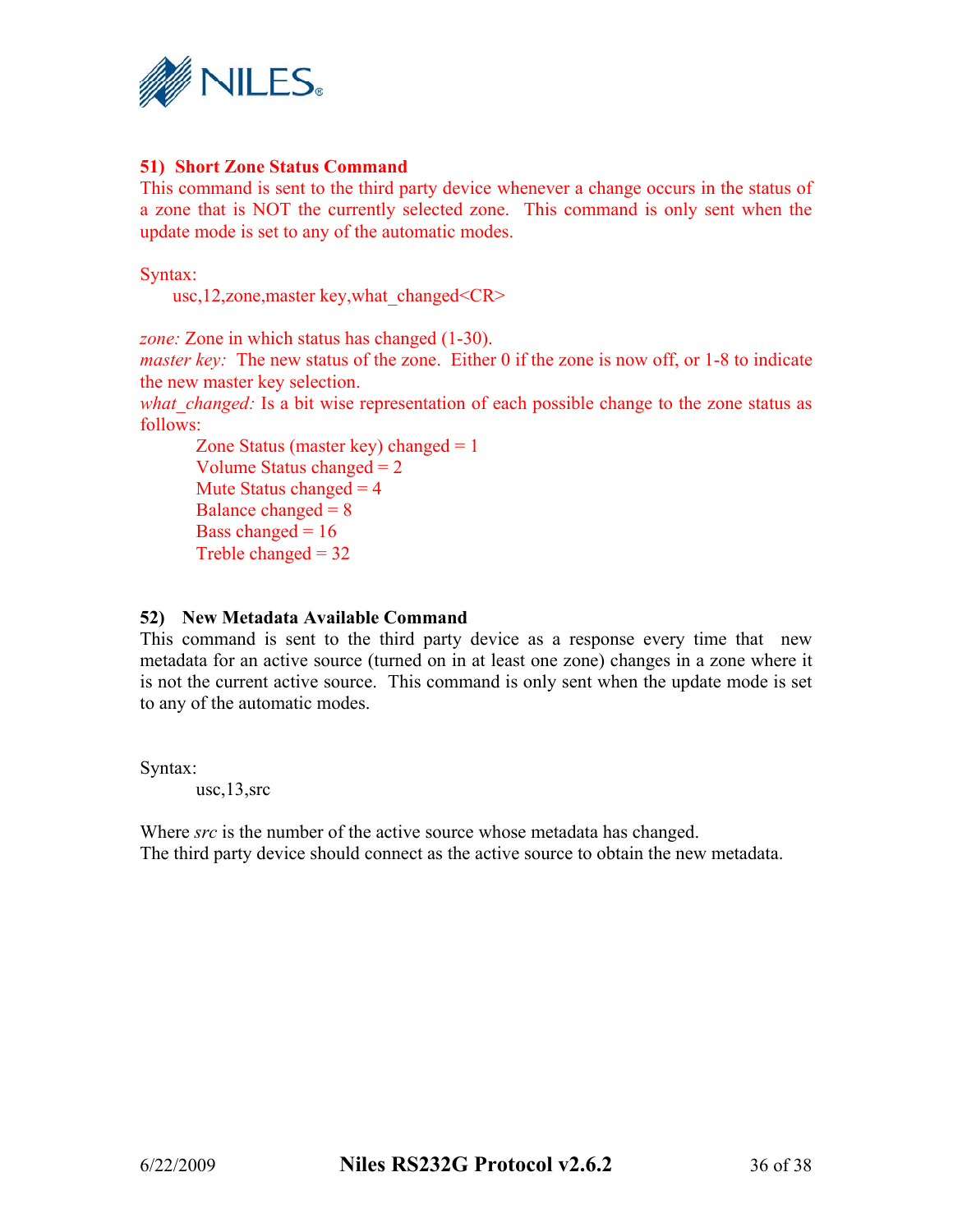### 51) Short Zone Status Command

This command is sent to the third party device whenever a change occurs in the status of a zone that is NOT the currently selected zone. This command is only sent when the update mode is set to any of the automatic modes.

Syntax:

```
usc,12,zone,master key,what_changed<CR>
```

*zone:* Zone in which status has changed (1-30).
*master key:* The new status of the zone. Either 0 if the zone is now off, or 1-8 to indicate the new master key selection.
*what_changed:* Is a bit wise representation of each possible change to the zone status as follows:

- Zone Status (master key) changed = 1
- Volume Status changed = 2
- Mute Status changed = 4
- Balance changed = 8
- Bass changed = 16
- Treble changed = 32

### 52) New Metadata Available Command

This command is sent to the third party device as a response every time that new metadata for an active source (turned on in at least one zone) changes in a zone where it is not the current active source. This command is only sent when the update mode is set to any of the automatic modes.

Syntax:

```
usc,13,src
```

Where *src* is the number of the active source whose metadata has changed.
The third party device should connect as the active source to obtain the new metadata.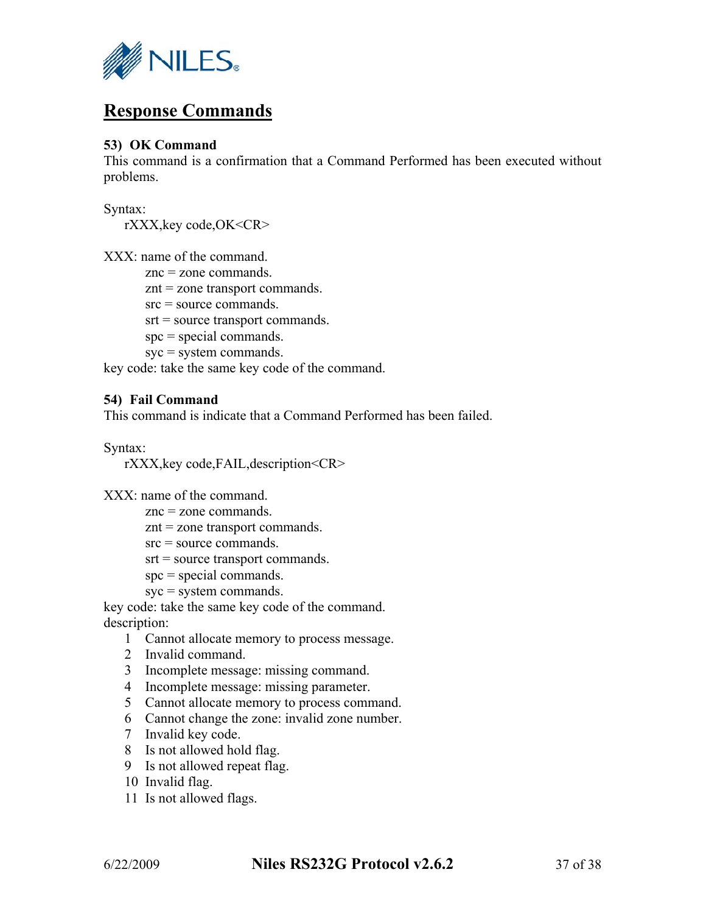## Response Commands

### 53) OK Command

This command is a confirmation that a Command Performed has been executed without problems.

Syntax:

rXXX,key code,OK<CR>

XXX: name of the command.

- znc = zone commands.
- znt = zone transport commands.
- src = source commands.
- srt = source transport commands.
- spc = special commands.
- syc = system commands.

key code: take the same key code of the command.

### 54) Fail Command

This command is indicate that a Command Performed has been failed.

Syntax:

rXXX,key code,FAIL,description<CR>

XXX: name of the command.

- znc = zone commands.
- znt = zone transport commands.
- src = source commands.
- srt = source transport commands.
- spc = special commands.
- syc = system commands.

key code: take the same key code of the command.

description:

1. Cannot allocate memory to process message.
2. Invalid command.
3. Incomplete message: missing command.
4. Incomplete message: missing parameter.
5. Cannot allocate memory to process command.
6. Cannot change the zone: invalid zone number.
7. Invalid key code.
8. Is not allowed hold flag.
9. Is not allowed repeat flag.
10. Invalid flag.
11. Is not allowed flags.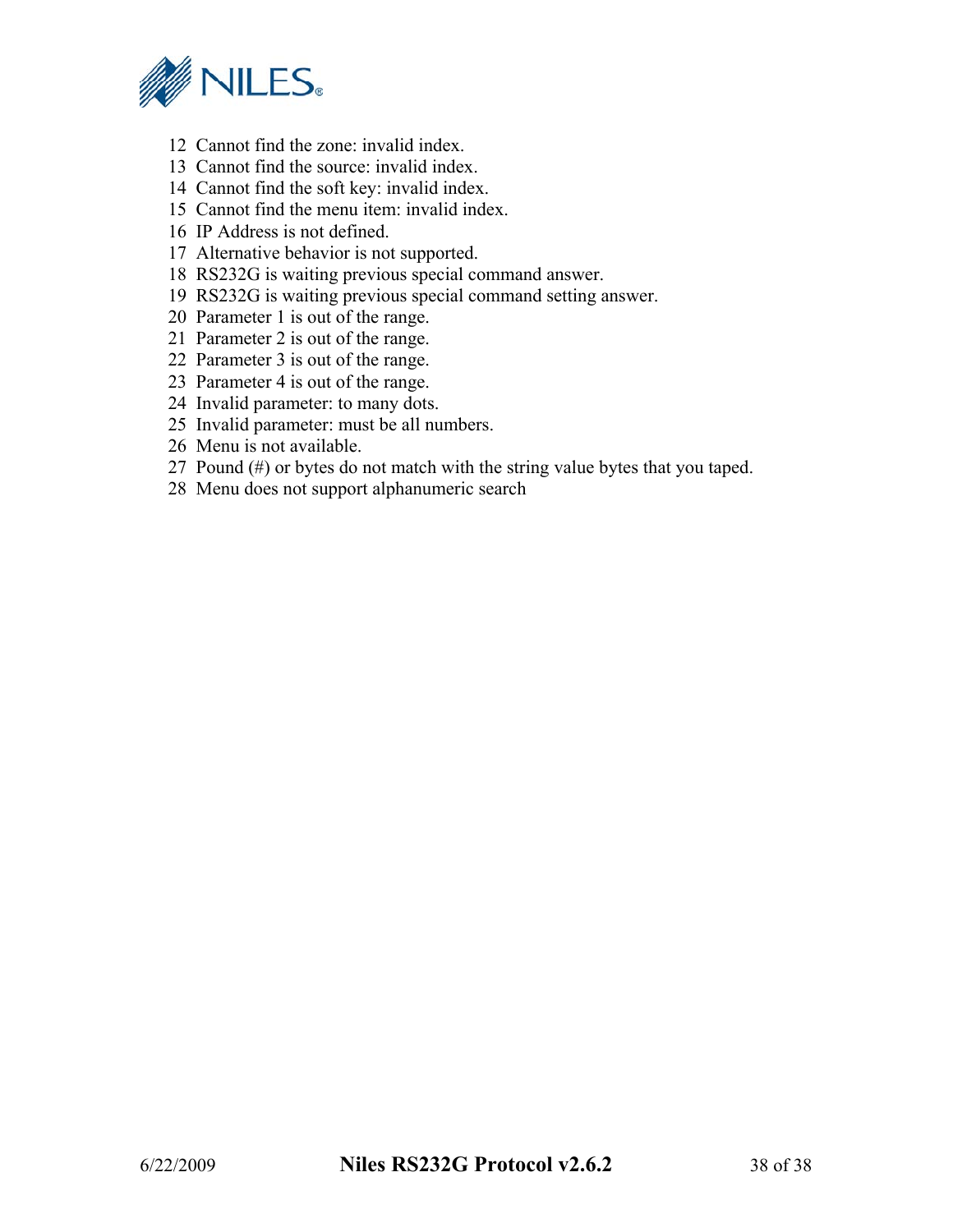12 Cannot find the zone: invalid index.
13 Cannot find the source: invalid index.
14 Cannot find the soft key: invalid index.
15 Cannot find the menu item: invalid index.
16 IP Address is not defined.
17 Alternative behavior is not supported.
18 RS232G is waiting previous special command answer.
19 RS232G is waiting previous special command setting answer.
20 Parameter 1 is out of the range.
21 Parameter 2 is out of the range.
22 Parameter 3 is out of the range.
23 Parameter 4 is out of the range.
24 Invalid parameter: to many dots.
25 Invalid parameter: must be all numbers.
26 Menu is not available.
27 Pound (#) or bytes do not match with the string value bytes that you taped.
28 Menu does not support alphanumeric search